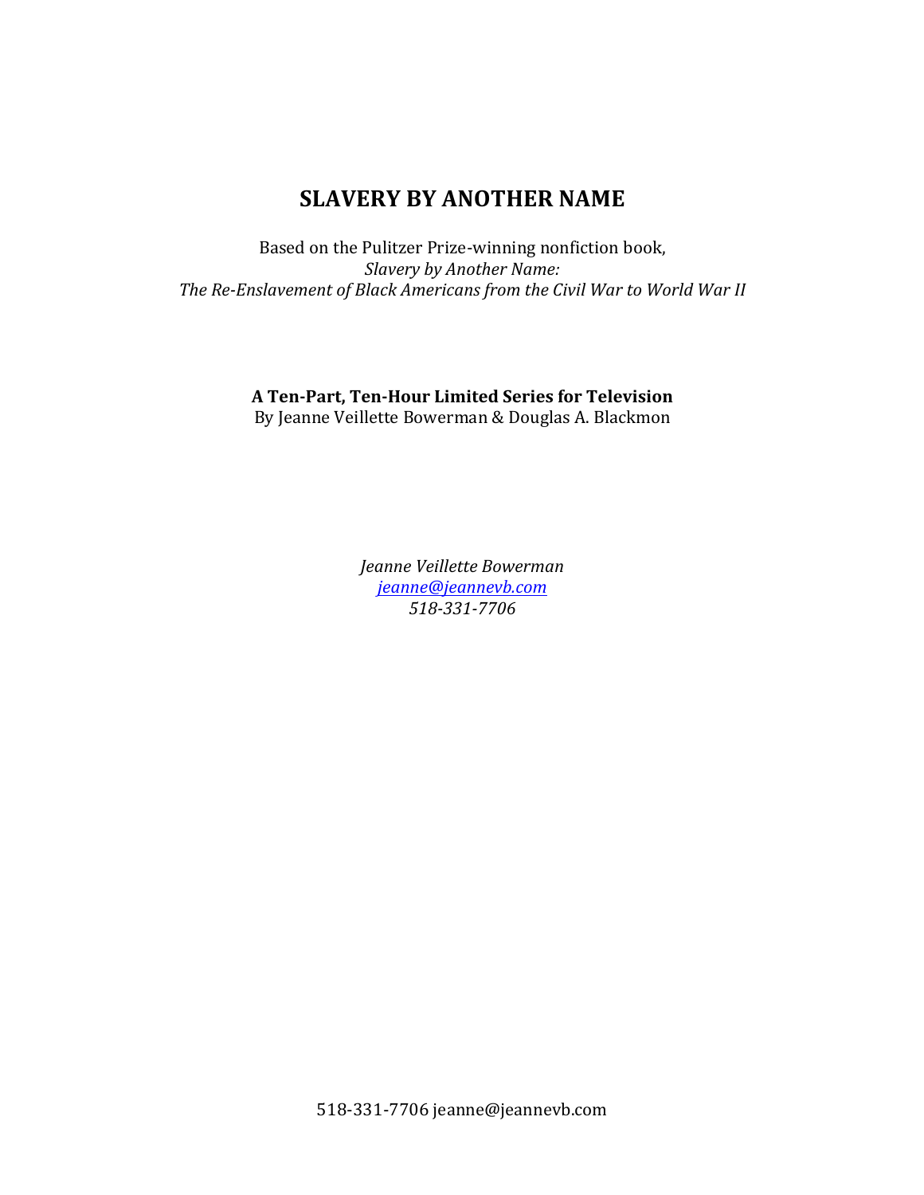# SLAVERY BY ANOTHER NAME

Based on the Pulitzer Prize-winning nonfiction book,
*Slavery by Another Name:*
*The Re-Enslavement of Black Americans from the Civil War to World War II*

**A Ten-Part, Ten-Hour Limited Series for Television**
By Jeanne Veillette Bowerman & Douglas A. Blackmon

*Jeanne Veillette Bowerman*
*jeanne@jeannevb.com*
*518-331-7706*

518-331-7706 jeanne@jeannevb.com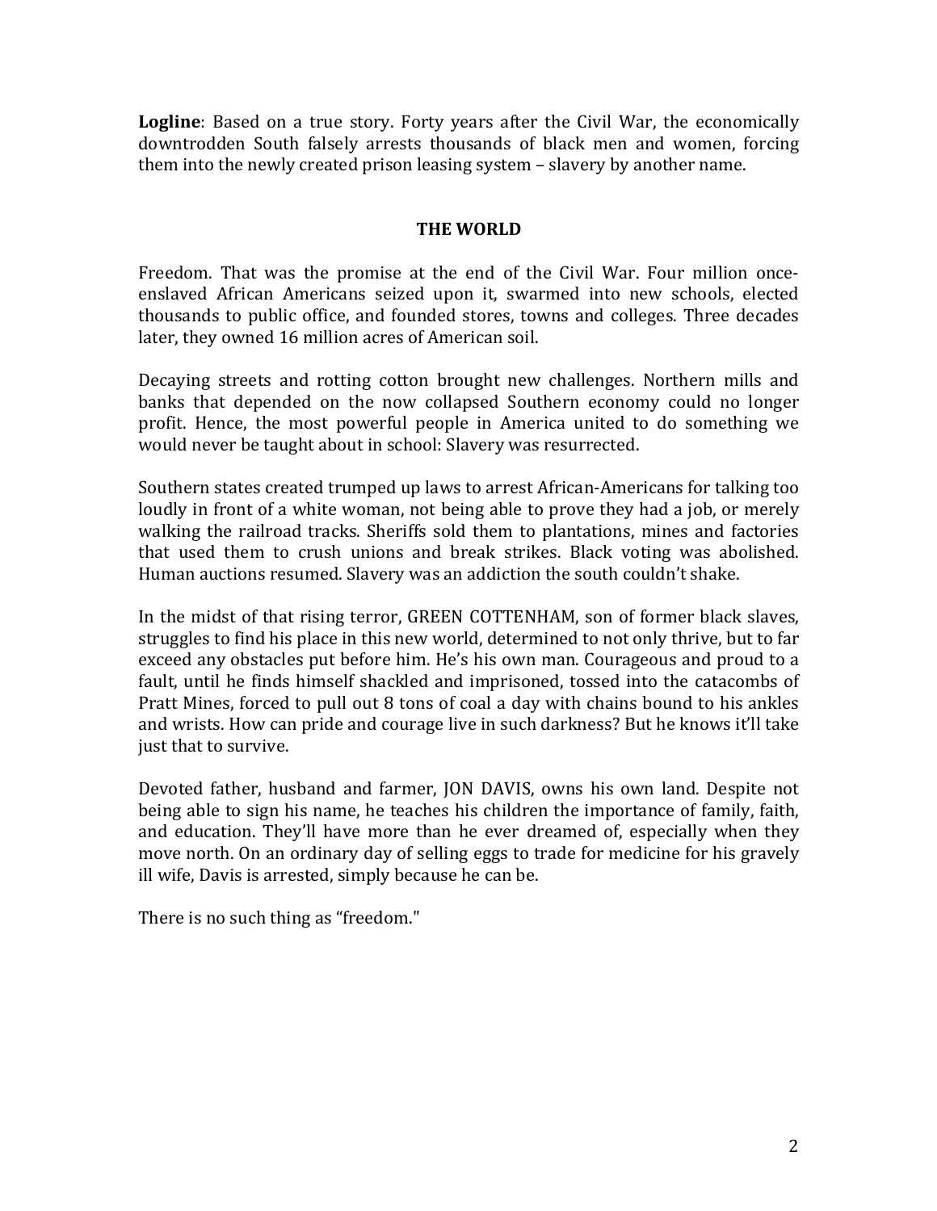**Logline**: Based on a true story. Forty years after the Civil War, the economically downtrodden South falsely arrests thousands of black men and women, forcing them into the newly created prison leasing system – slavery by another name.

## THE WORLD

Freedom. That was the promise at the end of the Civil War. Four million once-enslaved African Americans seized upon it, swarmed into new schools, elected thousands to public office, and founded stores, towns and colleges. Three decades later, they owned 16 million acres of American soil.

Decaying streets and rotting cotton brought new challenges. Northern mills and banks that depended on the now collapsed Southern economy could no longer profit. Hence, the most powerful people in America united to do something we would never be taught about in school: Slavery was resurrected.

Southern states created trumped up laws to arrest African-Americans for talking too loudly in front of a white woman, not being able to prove they had a job, or merely walking the railroad tracks. Sheriffs sold them to plantations, mines and factories that used them to crush unions and break strikes. Black voting was abolished. Human auctions resumed. Slavery was an addiction the south couldn't shake.

In the midst of that rising terror, GREEN COTTENHAM, son of former black slaves, struggles to find his place in this new world, determined to not only thrive, but to far exceed any obstacles put before him. He's his own man. Courageous and proud to a fault, until he finds himself shackled and imprisoned, tossed into the catacombs of Pratt Mines, forced to pull out 8 tons of coal a day with chains bound to his ankles and wrists. How can pride and courage live in such darkness? But he knows it'll take just that to survive.

Devoted father, husband and farmer, JON DAVIS, owns his own land. Despite not being able to sign his name, he teaches his children the importance of family, faith, and education. They'll have more than he ever dreamed of, especially when they move north. On an ordinary day of selling eggs to trade for medicine for his gravely ill wife, Davis is arrested, simply because he can be.

There is no such thing as "freedom."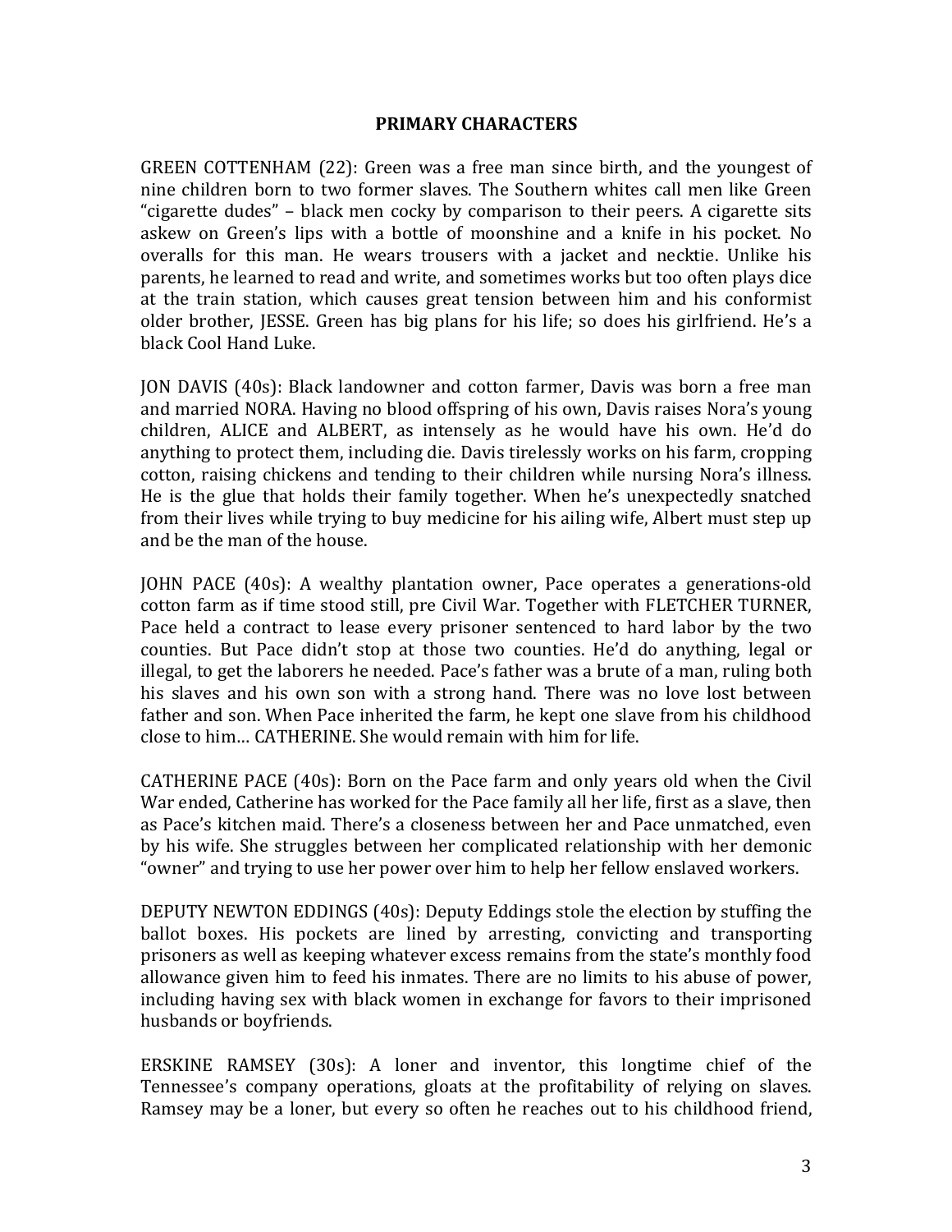## PRIMARY CHARACTERS

GREEN COTTENHAM (22): Green was a free man since birth, and the youngest of nine children born to two former slaves. The Southern whites call men like Green "cigarette dudes" – black men cocky by comparison to their peers. A cigarette sits askew on Green's lips with a bottle of moonshine and a knife in his pocket. No overalls for this man. He wears trousers with a jacket and necktie. Unlike his parents, he learned to read and write, and sometimes works but too often plays dice at the train station, which causes great tension between him and his conformist older brother, JESSE. Green has big plans for his life; so does his girlfriend. He's a black Cool Hand Luke.

JON DAVIS (40s): Black landowner and cotton farmer, Davis was born a free man and married NORA. Having no blood offspring of his own, Davis raises Nora's young children, ALICE and ALBERT, as intensely as he would have his own. He'd do anything to protect them, including die. Davis tirelessly works on his farm, cropping cotton, raising chickens and tending to their children while nursing Nora's illness. He is the glue that holds their family together. When he's unexpectedly snatched from their lives while trying to buy medicine for his ailing wife, Albert must step up and be the man of the house.

JOHN PACE (40s): A wealthy plantation owner, Pace operates a generations-old cotton farm as if time stood still, pre Civil War. Together with FLETCHER TURNER, Pace held a contract to lease every prisoner sentenced to hard labor by the two counties. But Pace didn't stop at those two counties. He'd do anything, legal or illegal, to get the laborers he needed. Pace's father was a brute of a man, ruling both his slaves and his own son with a strong hand. There was no love lost between father and son. When Pace inherited the farm, he kept one slave from his childhood close to him… CATHERINE. She would remain with him for life.

CATHERINE PACE (40s): Born on the Pace farm and only years old when the Civil War ended, Catherine has worked for the Pace family all her life, first as a slave, then as Pace's kitchen maid. There's a closeness between her and Pace unmatched, even by his wife. She struggles between her complicated relationship with her demonic "owner" and trying to use her power over him to help her fellow enslaved workers.

DEPUTY NEWTON EDDINGS (40s): Deputy Eddings stole the election by stuffing the ballot boxes. His pockets are lined by arresting, convicting and transporting prisoners as well as keeping whatever excess remains from the state's monthly food allowance given him to feed his inmates. There are no limits to his abuse of power, including having sex with black women in exchange for favors to their imprisoned husbands or boyfriends.

ERSKINE RAMSEY (30s): A loner and inventor, this longtime chief of the Tennessee's company operations, gloats at the profitability of relying on slaves. Ramsey may be a loner, but every so often he reaches out to his childhood friend,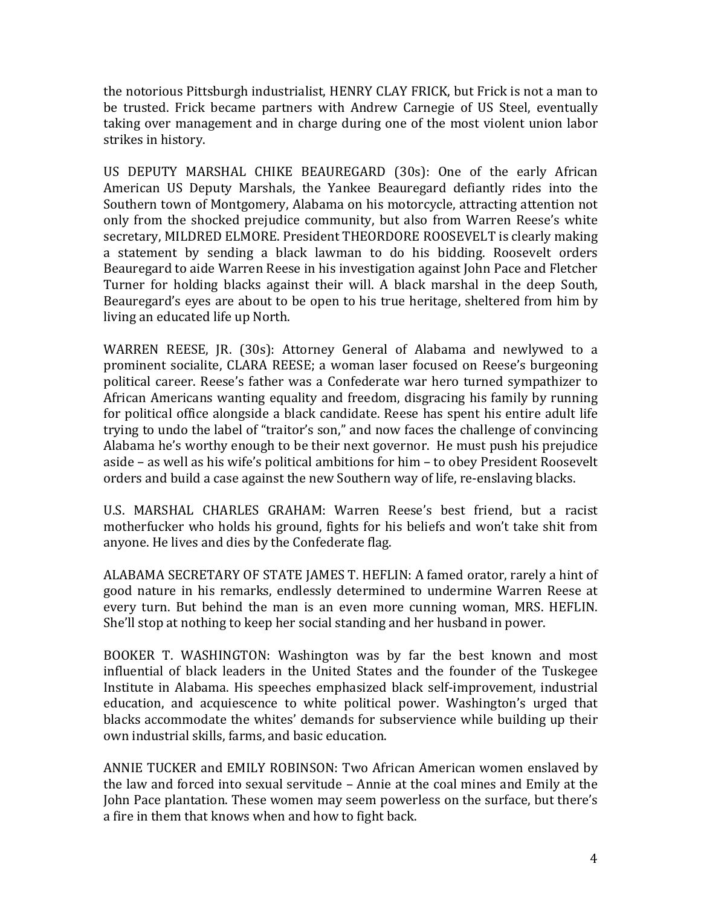the notorious Pittsburgh industrialist, HENRY CLAY FRICK, but Frick is not a man to be trusted. Frick became partners with Andrew Carnegie of US Steel, eventually taking over management and in charge during one of the most violent union labor strikes in history.

US DEPUTY MARSHAL CHIKE BEAUREGARD (30s): One of the early African American US Deputy Marshals, the Yankee Beauregard defiantly rides into the Southern town of Montgomery, Alabama on his motorcycle, attracting attention not only from the shocked prejudice community, but also from Warren Reese's white secretary, MILDRED ELMORE. President THEORDORE ROOSEVELT is clearly making a statement by sending a black lawman to do his bidding. Roosevelt orders Beauregard to aide Warren Reese in his investigation against John Pace and Fletcher Turner for holding blacks against their will. A black marshal in the deep South, Beauregard's eyes are about to be open to his true heritage, sheltered from him by living an educated life up North.

WARREN REESE, JR. (30s): Attorney General of Alabama and newlywed to a prominent socialite, CLARA REESE; a woman laser focused on Reese's burgeoning political career. Reese's father was a Confederate war hero turned sympathizer to African Americans wanting equality and freedom, disgracing his family by running for political office alongside a black candidate. Reese has spent his entire adult life trying to undo the label of "traitor's son," and now faces the challenge of convincing Alabama he's worthy enough to be their next governor. He must push his prejudice aside – as well as his wife's political ambitions for him – to obey President Roosevelt orders and build a case against the new Southern way of life, re-enslaving blacks.

U.S. MARSHAL CHARLES GRAHAM: Warren Reese's best friend, but a racist motherfucker who holds his ground, fights for his beliefs and won't take shit from anyone. He lives and dies by the Confederate flag.

ALABAMA SECRETARY OF STATE JAMES T. HEFLIN: A famed orator, rarely a hint of good nature in his remarks, endlessly determined to undermine Warren Reese at every turn. But behind the man is an even more cunning woman, MRS. HEFLIN. She'll stop at nothing to keep her social standing and her husband in power.

BOOKER T. WASHINGTON: Washington was by far the best known and most influential of black leaders in the United States and the founder of the Tuskegee Institute in Alabama. His speeches emphasized black self-improvement, industrial education, and acquiescence to white political power. Washington's urged that blacks accommodate the whites' demands for subservience while building up their own industrial skills, farms, and basic education.

ANNIE TUCKER and EMILY ROBINSON: Two African American women enslaved by the law and forced into sexual servitude – Annie at the coal mines and Emily at the John Pace plantation. These women may seem powerless on the surface, but there's a fire in them that knows when and how to fight back.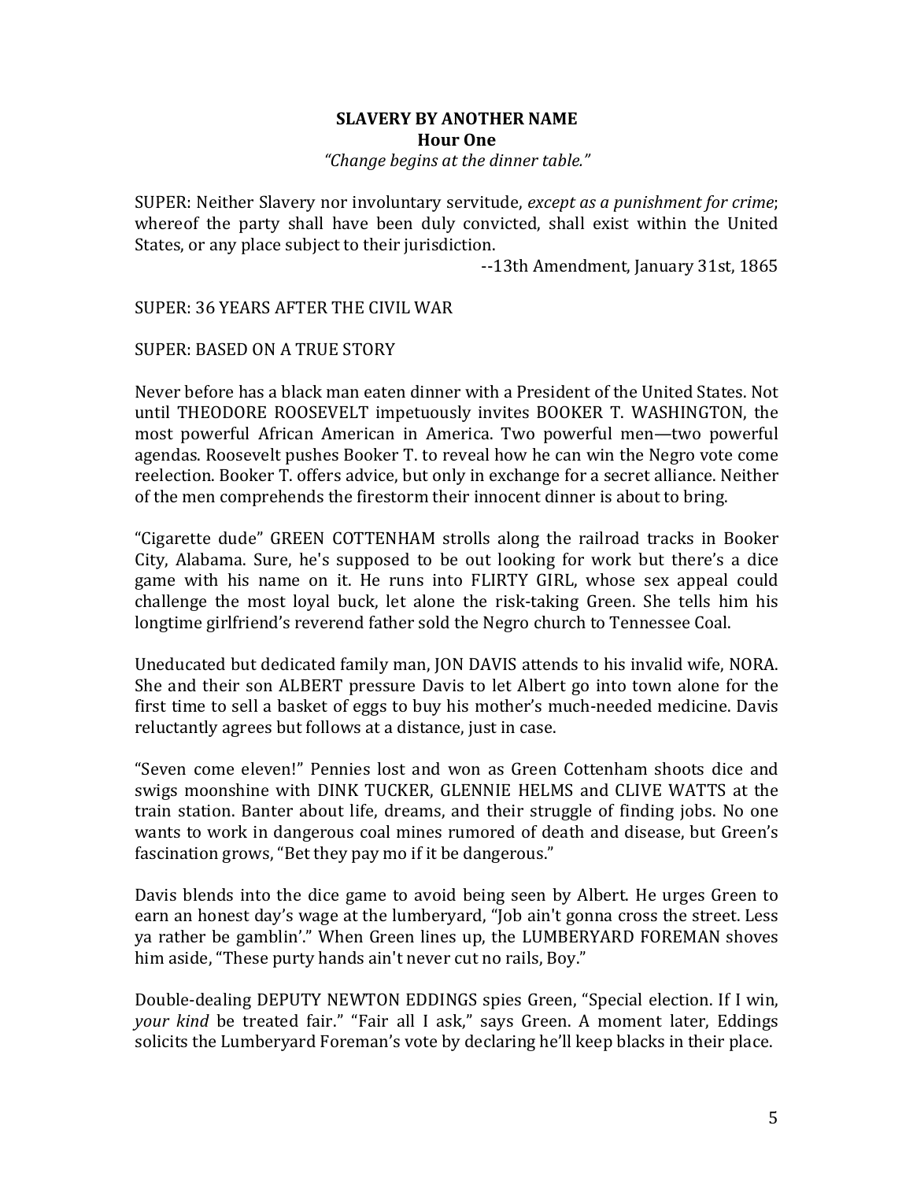**SLAVERY BY ANOTHER NAME**
**Hour One**
*"Change begins at the dinner table."*

SUPER: Neither Slavery nor involuntary servitude, *except as a punishment for crime*; whereof the party shall have been duly convicted, shall exist within the United States, or any place subject to their jurisdiction.

--13th Amendment, January 31st, 1865

SUPER: 36 YEARS AFTER THE CIVIL WAR

SUPER: BASED ON A TRUE STORY

Never before has a black man eaten dinner with a President of the United States. Not until THEODORE ROOSEVELT impetuously invites BOOKER T. WASHINGTON, the most powerful African American in America. Two powerful men—two powerful agendas. Roosevelt pushes Booker T. to reveal how he can win the Negro vote come reelection. Booker T. offers advice, but only in exchange for a secret alliance. Neither of the men comprehends the firestorm their innocent dinner is about to bring.

"Cigarette dude" GREEN COTTENHAM strolls along the railroad tracks in Booker City, Alabama. Sure, he's supposed to be out looking for work but there's a dice game with his name on it. He runs into FLIRTY GIRL, whose sex appeal could challenge the most loyal buck, let alone the risk-taking Green. She tells him his longtime girlfriend's reverend father sold the Negro church to Tennessee Coal.

Uneducated but dedicated family man, JON DAVIS attends to his invalid wife, NORA. She and their son ALBERT pressure Davis to let Albert go into town alone for the first time to sell a basket of eggs to buy his mother's much-needed medicine. Davis reluctantly agrees but follows at a distance, just in case.

"Seven come eleven!" Pennies lost and won as Green Cottenham shoots dice and swigs moonshine with DINK TUCKER, GLENNIE HELMS and CLIVE WATTS at the train station. Banter about life, dreams, and their struggle of finding jobs. No one wants to work in dangerous coal mines rumored of death and disease, but Green's fascination grows, "Bet they pay mo if it be dangerous."

Davis blends into the dice game to avoid being seen by Albert. He urges Green to earn an honest day's wage at the lumberyard, "Job ain't gonna cross the street. Less ya rather be gamblin'." When Green lines up, the LUMBERYARD FOREMAN shoves him aside, "These purty hands ain't never cut no rails, Boy."

Double-dealing DEPUTY NEWTON EDDINGS spies Green, "Special election. If I win, *your kind* be treated fair." "Fair all I ask," says Green. A moment later, Eddings solicits the Lumberyard Foreman's vote by declaring he'll keep blacks in their place.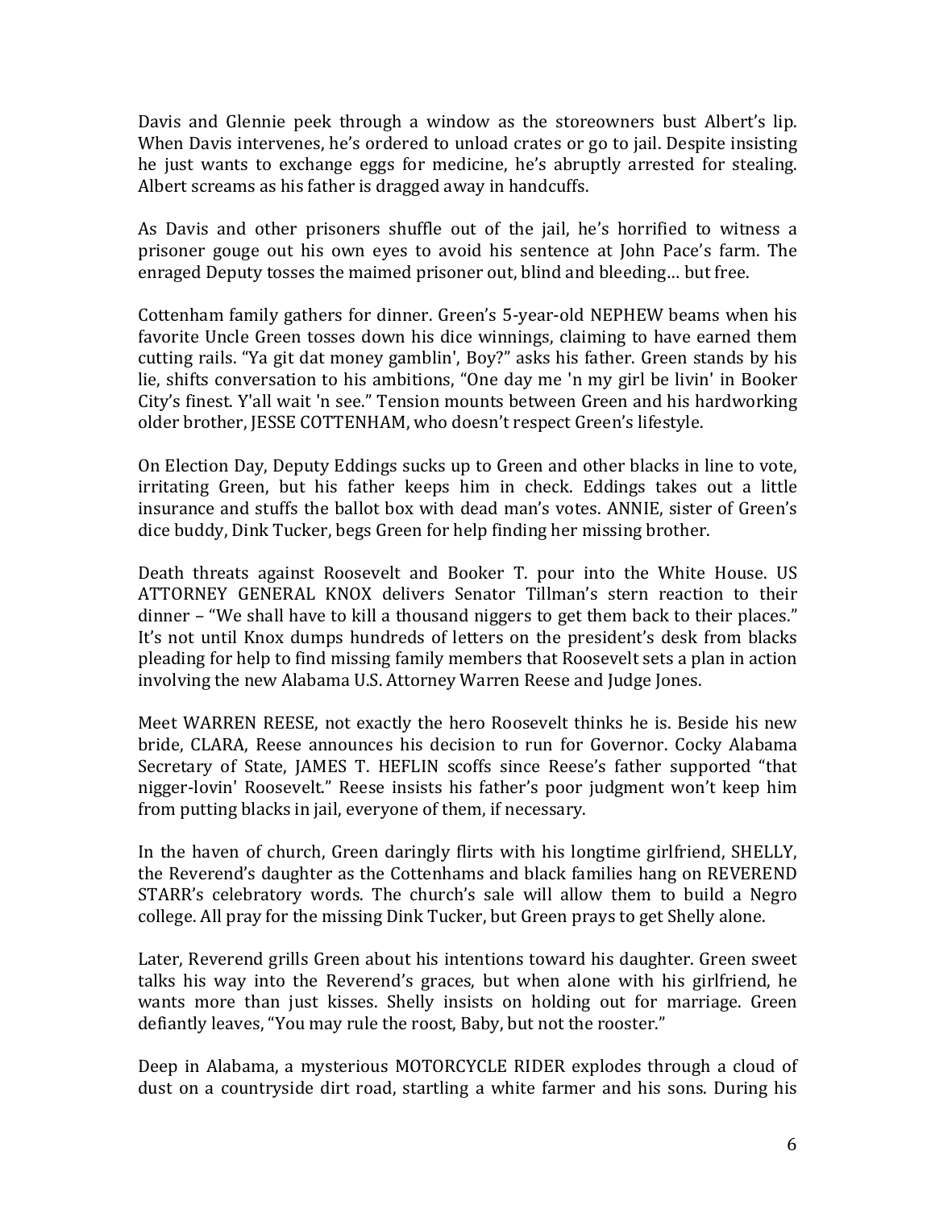Davis and Glennie peek through a window as the storeowners bust Albert's lip. When Davis intervenes, he's ordered to unload crates or go to jail. Despite insisting he just wants to exchange eggs for medicine, he's abruptly arrested for stealing. Albert screams as his father is dragged away in handcuffs.

As Davis and other prisoners shuffle out of the jail, he's horrified to witness a prisoner gouge out his own eyes to avoid his sentence at John Pace's farm. The enraged Deputy tosses the maimed prisoner out, blind and bleeding… but free.

Cottenham family gathers for dinner. Green's 5-year-old NEPHEW beams when his favorite Uncle Green tosses down his dice winnings, claiming to have earned them cutting rails. "Ya git dat money gamblin', Boy?" asks his father. Green stands by his lie, shifts conversation to his ambitions, "One day me 'n my girl be livin' in Booker City's finest. Y'all wait 'n see." Tension mounts between Green and his hardworking older brother, JESSE COTTENHAM, who doesn't respect Green's lifestyle.

On Election Day, Deputy Eddings sucks up to Green and other blacks in line to vote, irritating Green, but his father keeps him in check. Eddings takes out a little insurance and stuffs the ballot box with dead man's votes. ANNIE, sister of Green's dice buddy, Dink Tucker, begs Green for help finding her missing brother.

Death threats against Roosevelt and Booker T. pour into the White House. US ATTORNEY GENERAL KNOX delivers Senator Tillman's stern reaction to their dinner – "We shall have to kill a thousand niggers to get them back to their places." It's not until Knox dumps hundreds of letters on the president's desk from blacks pleading for help to find missing family members that Roosevelt sets a plan in action involving the new Alabama U.S. Attorney Warren Reese and Judge Jones.

Meet WARREN REESE, not exactly the hero Roosevelt thinks he is. Beside his new bride, CLARA, Reese announces his decision to run for Governor. Cocky Alabama Secretary of State, JAMES T. HEFLIN scoffs since Reese's father supported "that nigger-lovin' Roosevelt." Reese insists his father's poor judgment won't keep him from putting blacks in jail, everyone of them, if necessary.

In the haven of church, Green daringly flirts with his longtime girlfriend, SHELLY, the Reverend's daughter as the Cottenhams and black families hang on REVEREND STARR's celebratory words. The church's sale will allow them to build a Negro college. All pray for the missing Dink Tucker, but Green prays to get Shelly alone.

Later, Reverend grills Green about his intentions toward his daughter. Green sweet talks his way into the Reverend's graces, but when alone with his girlfriend, he wants more than just kisses. Shelly insists on holding out for marriage. Green defiantly leaves, "You may rule the roost, Baby, but not the rooster."

Deep in Alabama, a mysterious MOTORCYCLE RIDER explodes through a cloud of dust on a countryside dirt road, startling a white farmer and his sons. During his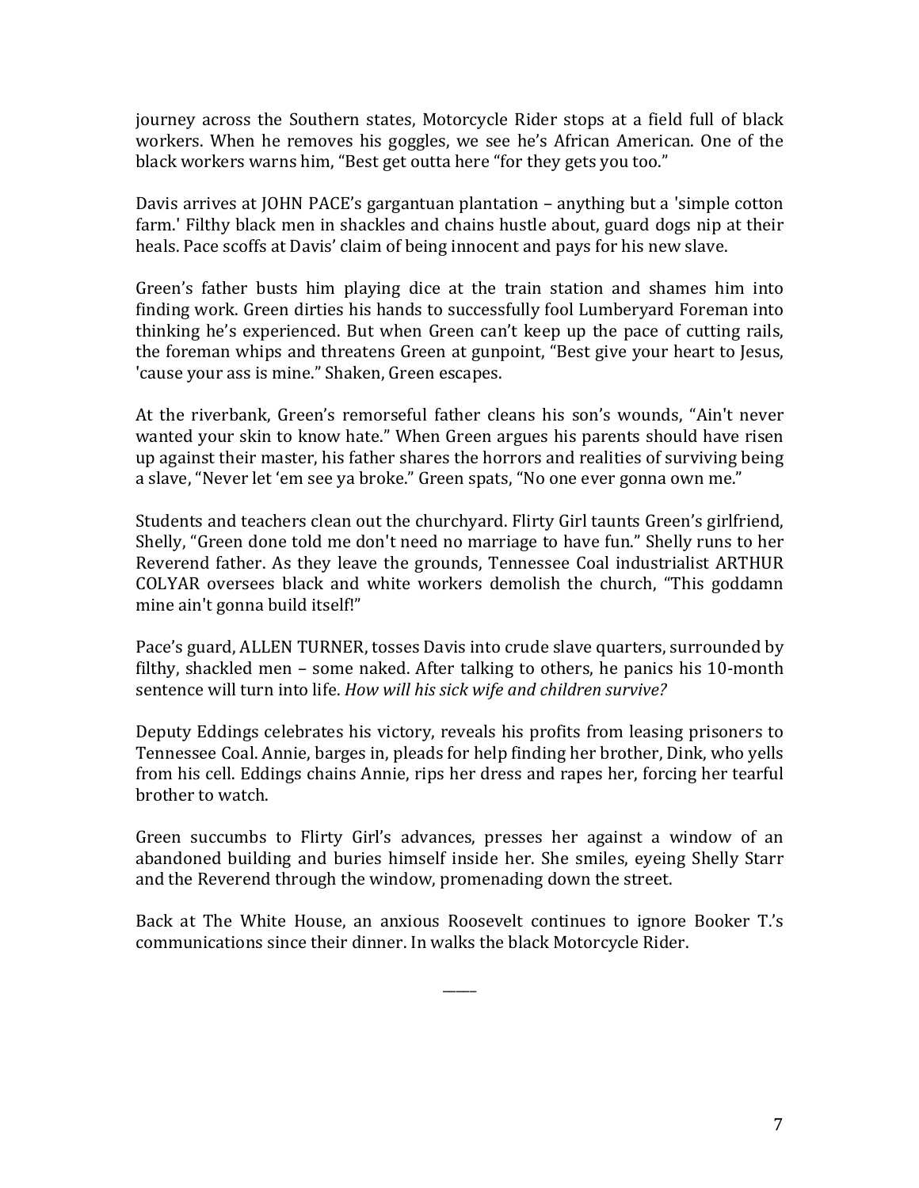journey across the Southern states, Motorcycle Rider stops at a field full of black workers. When he removes his goggles, we see he's African American. One of the black workers warns him, "Best get outta here "for they gets you too."

Davis arrives at JOHN PACE's gargantuan plantation – anything but a 'simple cotton farm.' Filthy black men in shackles and chains hustle about, guard dogs nip at their heals. Pace scoffs at Davis' claim of being innocent and pays for his new slave.

Green's father busts him playing dice at the train station and shames him into finding work. Green dirties his hands to successfully fool Lumberyard Foreman into thinking he's experienced. But when Green can't keep up the pace of cutting rails, the foreman whips and threatens Green at gunpoint, "Best give your heart to Jesus, 'cause your ass is mine." Shaken, Green escapes.

At the riverbank, Green's remorseful father cleans his son's wounds, "Ain't never wanted your skin to know hate." When Green argues his parents should have risen up against their master, his father shares the horrors and realities of surviving being a slave, "Never let 'em see ya broke." Green spats, "No one ever gonna own me."

Students and teachers clean out the churchyard. Flirty Girl taunts Green's girlfriend, Shelly, "Green done told me don't need no marriage to have fun." Shelly runs to her Reverend father. As they leave the grounds, Tennessee Coal industrialist ARTHUR COLYAR oversees black and white workers demolish the church, "This goddamn mine ain't gonna build itself!"

Pace's guard, ALLEN TURNER, tosses Davis into crude slave quarters, surrounded by filthy, shackled men – some naked. After talking to others, he panics his 10-month sentence will turn into life. *How will his sick wife and children survive?*

Deputy Eddings celebrates his victory, reveals his profits from leasing prisoners to Tennessee Coal. Annie, barges in, pleads for help finding her brother, Dink, who yells from his cell. Eddings chains Annie, rips her dress and rapes her, forcing her tearful brother to watch.

Green succumbs to Flirty Girl's advances, presses her against a window of an abandoned building and buries himself inside her. She smiles, eyeing Shelly Starr and the Reverend through the window, promenading down the street.

Back at The White House, an anxious Roosevelt continues to ignore Booker T.'s communications since their dinner. In walks the black Motorcycle Rider.

\_\_\_\_\_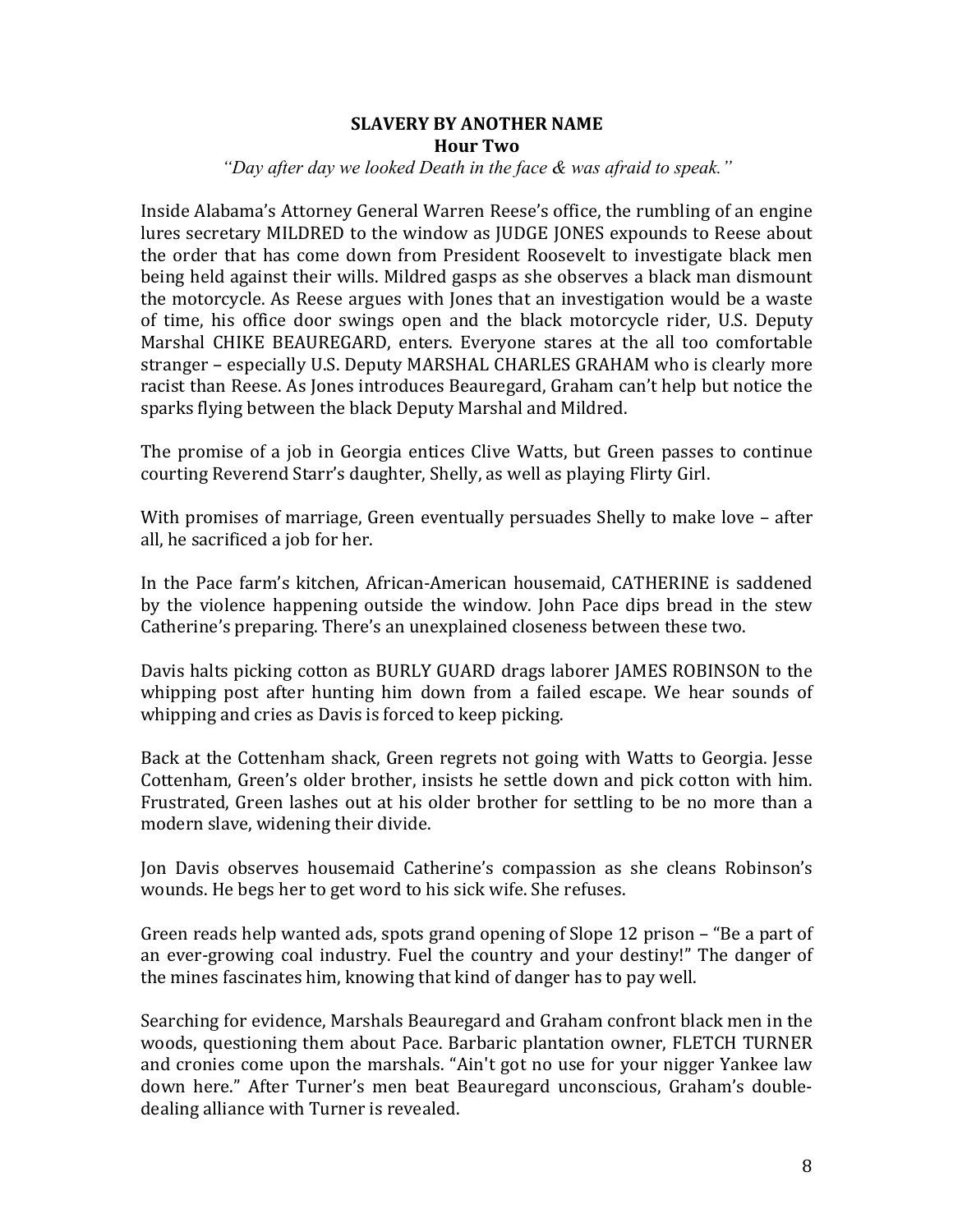**SLAVERY BY ANOTHER NAME**
**Hour Two**

*"Day after day we looked Death in the face & was afraid to speak."*

Inside Alabama's Attorney General Warren Reese's office, the rumbling of an engine lures secretary MILDRED to the window as JUDGE JONES expounds to Reese about the order that has come down from President Roosevelt to investigate black men being held against their wills. Mildred gasps as she observes a black man dismount the motorcycle. As Reese argues with Jones that an investigation would be a waste of time, his office door swings open and the black motorcycle rider, U.S. Deputy Marshal CHIKE BEAUREGARD, enters. Everyone stares at the all too comfortable stranger – especially U.S. Deputy MARSHAL CHARLES GRAHAM who is clearly more racist than Reese. As Jones introduces Beauregard, Graham can't help but notice the sparks flying between the black Deputy Marshal and Mildred.

The promise of a job in Georgia entices Clive Watts, but Green passes to continue courting Reverend Starr's daughter, Shelly, as well as playing Flirty Girl.

With promises of marriage, Green eventually persuades Shelly to make love – after all, he sacrificed a job for her.

In the Pace farm's kitchen, African-American housemaid, CATHERINE is saddened by the violence happening outside the window. John Pace dips bread in the stew Catherine's preparing. There's an unexplained closeness between these two.

Davis halts picking cotton as BURLY GUARD drags laborer JAMES ROBINSON to the whipping post after hunting him down from a failed escape. We hear sounds of whipping and cries as Davis is forced to keep picking.

Back at the Cottenham shack, Green regrets not going with Watts to Georgia. Jesse Cottenham, Green's older brother, insists he settle down and pick cotton with him. Frustrated, Green lashes out at his older brother for settling to be no more than a modern slave, widening their divide.

Jon Davis observes housemaid Catherine's compassion as she cleans Robinson's wounds. He begs her to get word to his sick wife. She refuses.

Green reads help wanted ads, spots grand opening of Slope 12 prison – "Be a part of an ever-growing coal industry. Fuel the country and your destiny!" The danger of the mines fascinates him, knowing that kind of danger has to pay well.

Searching for evidence, Marshals Beauregard and Graham confront black men in the woods, questioning them about Pace. Barbaric plantation owner, FLETCH TURNER and cronies come upon the marshals. "Ain't got no use for your nigger Yankee law down here." After Turner's men beat Beauregard unconscious, Graham's double-dealing alliance with Turner is revealed.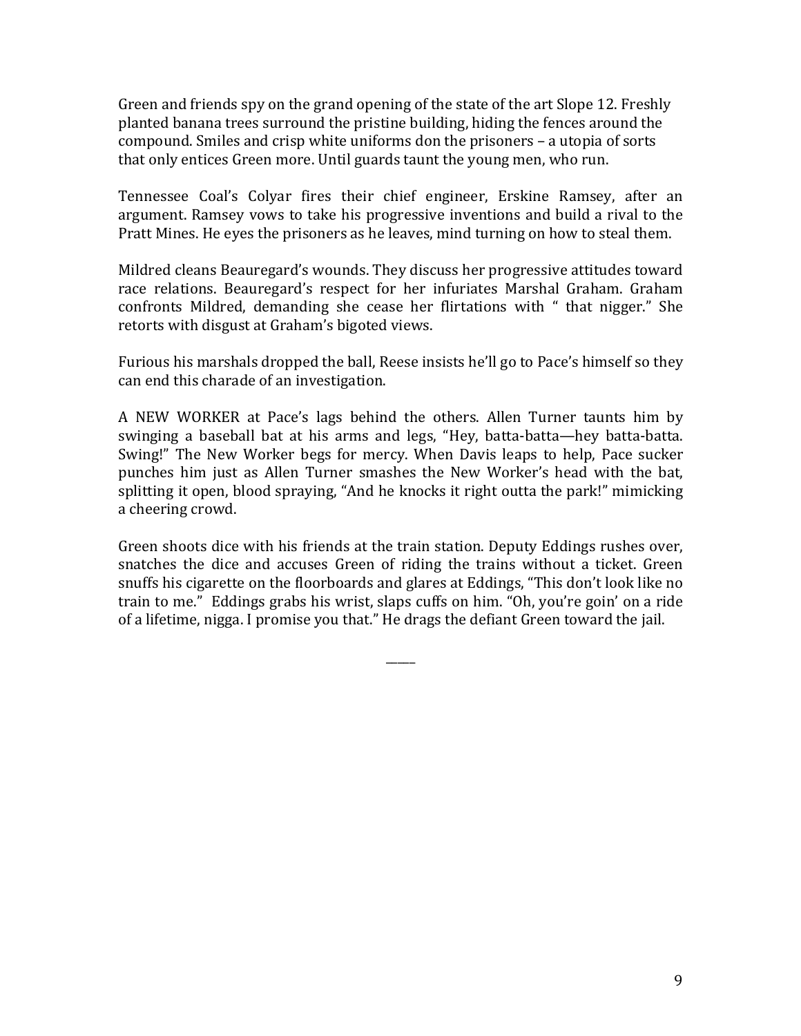Green and friends spy on the grand opening of the state of the art Slope 12. Freshly planted banana trees surround the pristine building, hiding the fences around the compound. Smiles and crisp white uniforms don the prisoners – a utopia of sorts that only entices Green more. Until guards taunt the young men, who run.

Tennessee Coal's Colyar fires their chief engineer, Erskine Ramsey, after an argument. Ramsey vows to take his progressive inventions and build a rival to the Pratt Mines. He eyes the prisoners as he leaves, mind turning on how to steal them.

Mildred cleans Beauregard's wounds. They discuss her progressive attitudes toward race relations. Beauregard's respect for her infuriates Marshal Graham. Graham confronts Mildred, demanding she cease her flirtations with " that nigger." She retorts with disgust at Graham's bigoted views.

Furious his marshals dropped the ball, Reese insists he'll go to Pace's himself so they can end this charade of an investigation.

A NEW WORKER at Pace's lags behind the others. Allen Turner taunts him by swinging a baseball bat at his arms and legs, "Hey, batta-batta—hey batta-batta. Swing!" The New Worker begs for mercy. When Davis leaps to help, Pace sucker punches him just as Allen Turner smashes the New Worker's head with the bat, splitting it open, blood spraying, "And he knocks it right outta the park!" mimicking a cheering crowd.

Green shoots dice with his friends at the train station. Deputy Eddings rushes over, snatches the dice and accuses Green of riding the trains without a ticket. Green snuffs his cigarette on the floorboards and glares at Eddings, "This don't look like no train to me." Eddings grabs his wrist, slaps cuffs on him. "Oh, you're goin' on a ride of a lifetime, nigga. I promise you that." He drags the defiant Green toward the jail.

_____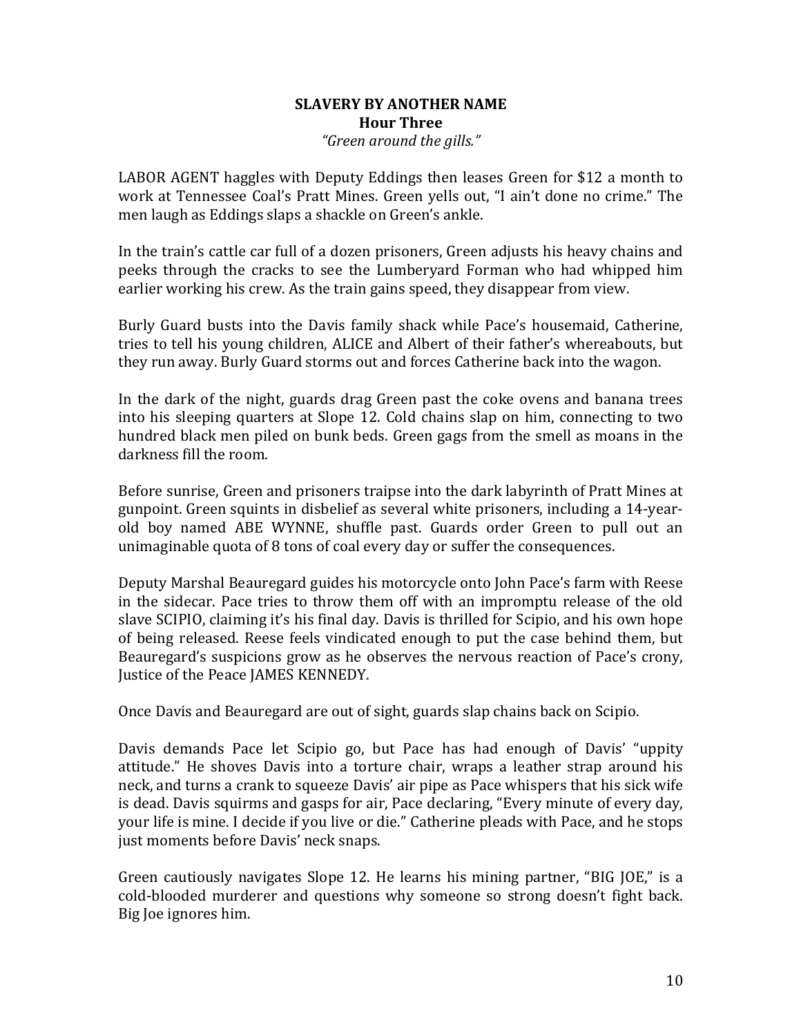**SLAVERY BY ANOTHER NAME**
**Hour Three**
*"Green around the gills."*

LABOR AGENT haggles with Deputy Eddings then leases Green for $12 a month to work at Tennessee Coal's Pratt Mines. Green yells out, "I ain't done no crime." The men laugh as Eddings slaps a shackle on Green's ankle.

In the train's cattle car full of a dozen prisoners, Green adjusts his heavy chains and peeks through the cracks to see the Lumberyard Forman who had whipped him earlier working his crew. As the train gains speed, they disappear from view.

Burly Guard busts into the Davis family shack while Pace's housemaid, Catherine, tries to tell his young children, ALICE and Albert of their father's whereabouts, but they run away. Burly Guard storms out and forces Catherine back into the wagon.

In the dark of the night, guards drag Green past the coke ovens and banana trees into his sleeping quarters at Slope 12. Cold chains slap on him, connecting to two hundred black men piled on bunk beds. Green gags from the smell as moans in the darkness fill the room.

Before sunrise, Green and prisoners traipse into the dark labyrinth of Pratt Mines at gunpoint. Green squints in disbelief as several white prisoners, including a 14-year-old boy named ABE WYNNE, shuffle past. Guards order Green to pull out an unimaginable quota of 8 tons of coal every day or suffer the consequences.

Deputy Marshal Beauregard guides his motorcycle onto John Pace's farm with Reese in the sidecar. Pace tries to throw them off with an impromptu release of the old slave SCIPIO, claiming it's his final day. Davis is thrilled for Scipio, and his own hope of being released. Reese feels vindicated enough to put the case behind them, but Beauregard's suspicions grow as he observes the nervous reaction of Pace's crony, Justice of the Peace JAMES KENNEDY.

Once Davis and Beauregard are out of sight, guards slap chains back on Scipio.

Davis demands Pace let Scipio go, but Pace has had enough of Davis' "uppity attitude." He shoves Davis into a torture chair, wraps a leather strap around his neck, and turns a crank to squeeze Davis' air pipe as Pace whispers that his sick wife is dead. Davis squirms and gasps for air, Pace declaring, "Every minute of every day, your life is mine. I decide if you live or die." Catherine pleads with Pace, and he stops just moments before Davis' neck snaps.

Green cautiously navigates Slope 12. He learns his mining partner, "BIG JOE," is a cold-blooded murderer and questions why someone so strong doesn't fight back. Big Joe ignores him.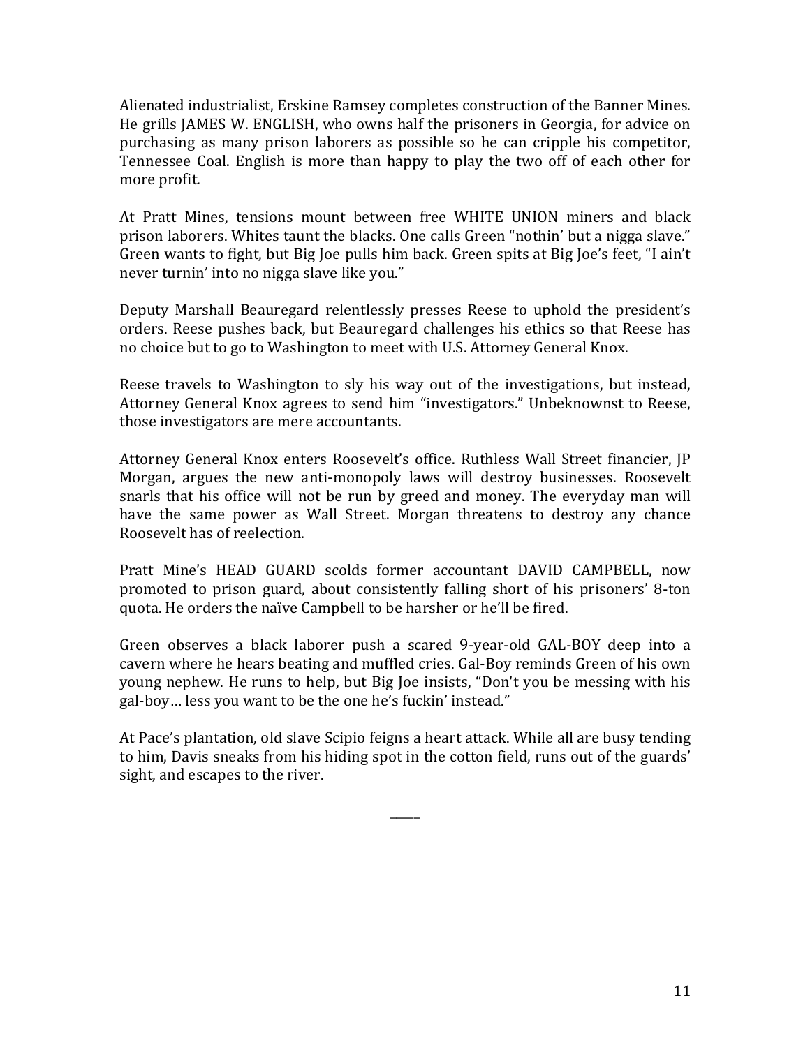Alienated industrialist, Erskine Ramsey completes construction of the Banner Mines. He grills JAMES W. ENGLISH, who owns half the prisoners in Georgia, for advice on purchasing as many prison laborers as possible so he can cripple his competitor, Tennessee Coal. English is more than happy to play the two off of each other for more profit.

At Pratt Mines, tensions mount between free WHITE UNION miners and black prison laborers. Whites taunt the blacks. One calls Green "nothin' but a nigga slave." Green wants to fight, but Big Joe pulls him back. Green spits at Big Joe's feet, "I ain't never turnin' into no nigga slave like you."

Deputy Marshall Beauregard relentlessly presses Reese to uphold the president's orders. Reese pushes back, but Beauregard challenges his ethics so that Reese has no choice but to go to Washington to meet with U.S. Attorney General Knox.

Reese travels to Washington to sly his way out of the investigations, but instead, Attorney General Knox agrees to send him "investigators." Unbeknownst to Reese, those investigators are mere accountants.

Attorney General Knox enters Roosevelt's office. Ruthless Wall Street financier, JP Morgan, argues the new anti-monopoly laws will destroy businesses. Roosevelt snarls that his office will not be run by greed and money. The everyday man will have the same power as Wall Street. Morgan threatens to destroy any chance Roosevelt has of reelection.

Pratt Mine's HEAD GUARD scolds former accountant DAVID CAMPBELL, now promoted to prison guard, about consistently falling short of his prisoners' 8-ton quota. He orders the naïve Campbell to be harsher or he'll be fired.

Green observes a black laborer push a scared 9-year-old GAL-BOY deep into a cavern where he hears beating and muffled cries. Gal-Boy reminds Green of his own young nephew. He runs to help, but Big Joe insists, "Don't you be messing with his gal-boy… less you want to be the one he's fuckin' instead."

At Pace's plantation, old slave Scipio feigns a heart attack. While all are busy tending to him, Davis sneaks from his hiding spot in the cotton field, runs out of the guards' sight, and escapes to the river.

_____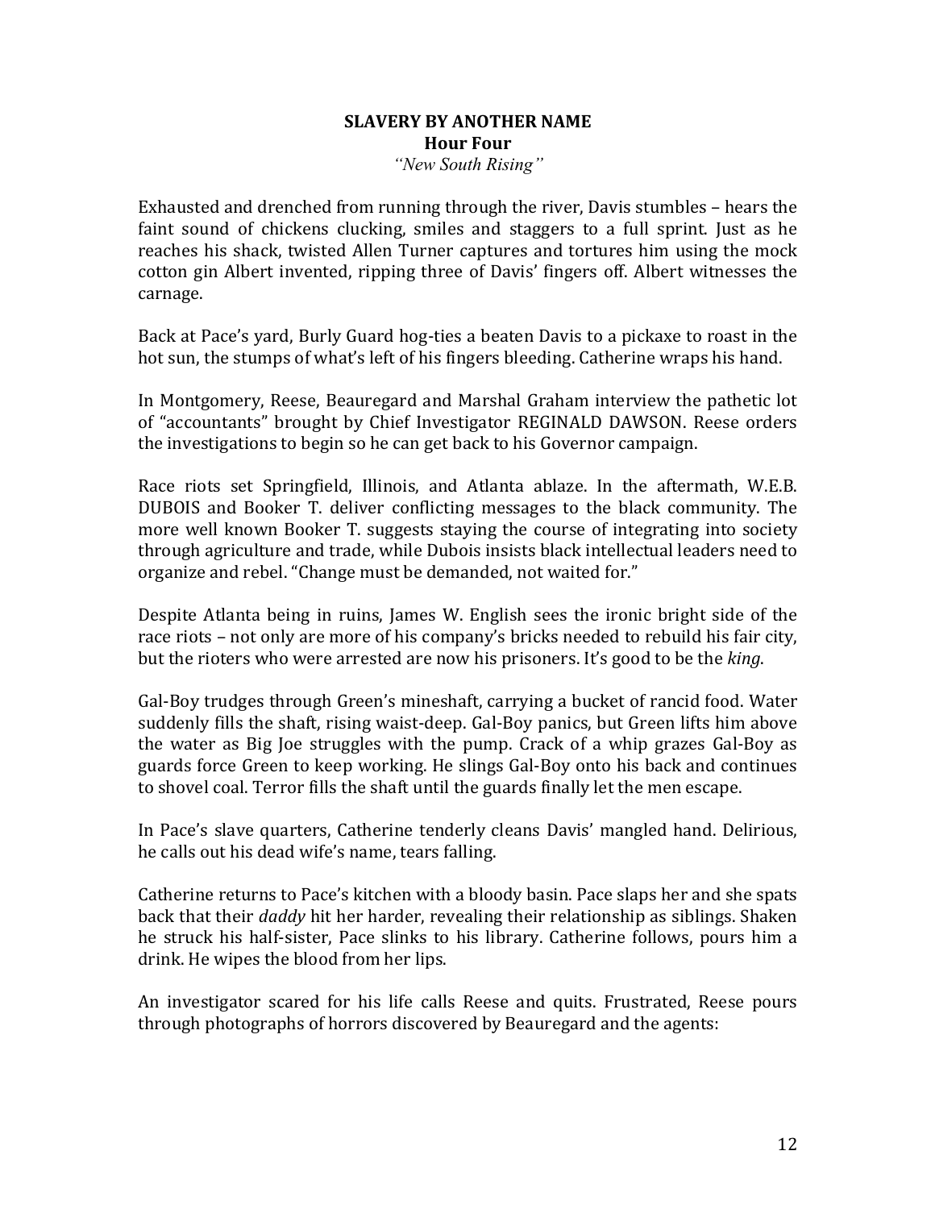**SLAVERY BY ANOTHER NAME**
**Hour Four**
*"New South Rising"*

Exhausted and drenched from running through the river, Davis stumbles – hears the faint sound of chickens clucking, smiles and staggers to a full sprint. Just as he reaches his shack, twisted Allen Turner captures and tortures him using the mock cotton gin Albert invented, ripping three of Davis' fingers off. Albert witnesses the carnage.

Back at Pace's yard, Burly Guard hog-ties a beaten Davis to a pickaxe to roast in the hot sun, the stumps of what's left of his fingers bleeding. Catherine wraps his hand.

In Montgomery, Reese, Beauregard and Marshal Graham interview the pathetic lot of "accountants" brought by Chief Investigator REGINALD DAWSON. Reese orders the investigations to begin so he can get back to his Governor campaign.

Race riots set Springfield, Illinois, and Atlanta ablaze. In the aftermath, W.E.B. DUBOIS and Booker T. deliver conflicting messages to the black community. The more well known Booker T. suggests staying the course of integrating into society through agriculture and trade, while Dubois insists black intellectual leaders need to organize and rebel. "Change must be demanded, not waited for."

Despite Atlanta being in ruins, James W. English sees the ironic bright side of the race riots – not only are more of his company's bricks needed to rebuild his fair city, but the rioters who were arrested are now his prisoners. It's good to be the *king*.

Gal-Boy trudges through Green's mineshaft, carrying a bucket of rancid food. Water suddenly fills the shaft, rising waist-deep. Gal-Boy panics, but Green lifts him above the water as Big Joe struggles with the pump. Crack of a whip grazes Gal-Boy as guards force Green to keep working. He slings Gal-Boy onto his back and continues to shovel coal. Terror fills the shaft until the guards finally let the men escape.

In Pace's slave quarters, Catherine tenderly cleans Davis' mangled hand. Delirious, he calls out his dead wife's name, tears falling.

Catherine returns to Pace's kitchen with a bloody basin. Pace slaps her and she spats back that their *daddy* hit her harder, revealing their relationship as siblings. Shaken he struck his half-sister, Pace slinks to his library. Catherine follows, pours him a drink. He wipes the blood from her lips.

An investigator scared for his life calls Reese and quits. Frustrated, Reese pours through photographs of horrors discovered by Beauregard and the agents: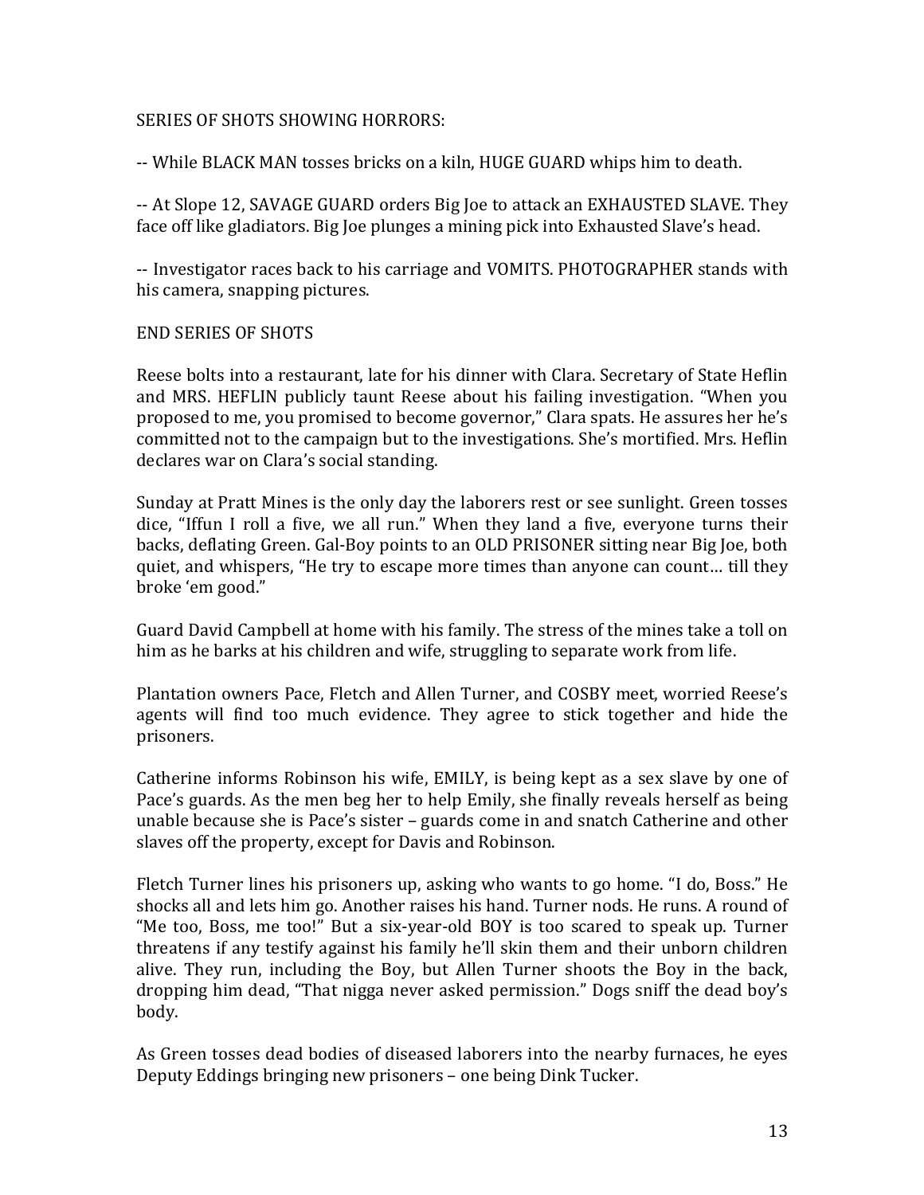SERIES OF SHOTS SHOWING HORRORS:

-- While BLACK MAN tosses bricks on a kiln, HUGE GUARD whips him to death.

-- At Slope 12, SAVAGE GUARD orders Big Joe to attack an EXHAUSTED SLAVE. They face off like gladiators. Big Joe plunges a mining pick into Exhausted Slave's head.

-- Investigator races back to his carriage and VOMITS. PHOTOGRAPHER stands with his camera, snapping pictures.

END SERIES OF SHOTS

Reese bolts into a restaurant, late for his dinner with Clara. Secretary of State Heflin and MRS. HEFLIN publicly taunt Reese about his failing investigation. "When you proposed to me, you promised to become governor," Clara spats. He assures her he's committed not to the campaign but to the investigations. She's mortified. Mrs. Heflin declares war on Clara's social standing.

Sunday at Pratt Mines is the only day the laborers rest or see sunlight. Green tosses dice, "Iffun I roll a five, we all run." When they land a five, everyone turns their backs, deflating Green. Gal-Boy points to an OLD PRISONER sitting near Big Joe, both quiet, and whispers, "He try to escape more times than anyone can count… till they broke 'em good."

Guard David Campbell at home with his family. The stress of the mines take a toll on him as he barks at his children and wife, struggling to separate work from life.

Plantation owners Pace, Fletch and Allen Turner, and COSBY meet, worried Reese's agents will find too much evidence. They agree to stick together and hide the prisoners.

Catherine informs Robinson his wife, EMILY, is being kept as a sex slave by one of Pace's guards. As the men beg her to help Emily, she finally reveals herself as being unable because she is Pace's sister – guards come in and snatch Catherine and other slaves off the property, except for Davis and Robinson.

Fletch Turner lines his prisoners up, asking who wants to go home. "I do, Boss." He shocks all and lets him go. Another raises his hand. Turner nods. He runs. A round of "Me too, Boss, me too!" But a six-year-old BOY is too scared to speak up. Turner threatens if any testify against his family he'll skin them and their unborn children alive. They run, including the Boy, but Allen Turner shoots the Boy in the back, dropping him dead, "That nigga never asked permission." Dogs sniff the dead boy's body.

As Green tosses dead bodies of diseased laborers into the nearby furnaces, he eyes Deputy Eddings bringing new prisoners – one being Dink Tucker.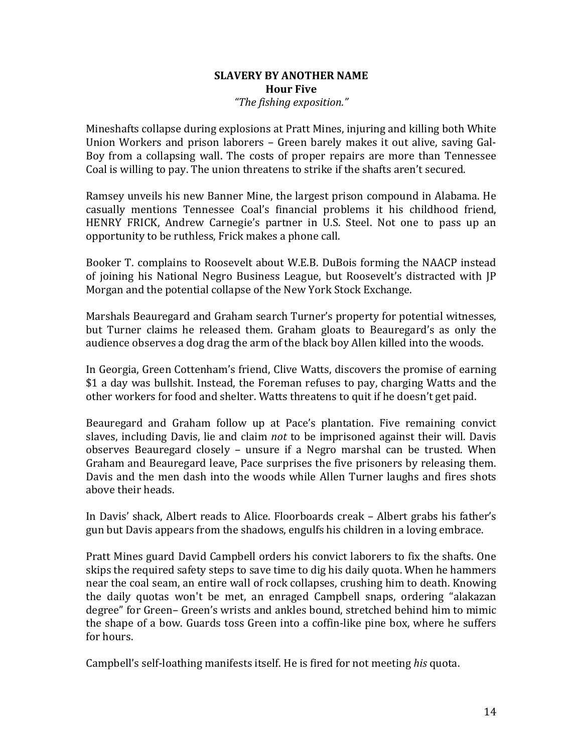**SLAVERY BY ANOTHER NAME**
**Hour Five**
*"The fishing exposition."*

Mineshafts collapse during explosions at Pratt Mines, injuring and killing both White Union Workers and prison laborers – Green barely makes it out alive, saving Gal-Boy from a collapsing wall. The costs of proper repairs are more than Tennessee Coal is willing to pay. The union threatens to strike if the shafts aren't secured.

Ramsey unveils his new Banner Mine, the largest prison compound in Alabama. He casually mentions Tennessee Coal's financial problems it his childhood friend, HENRY FRICK, Andrew Carnegie's partner in U.S. Steel. Not one to pass up an opportunity to be ruthless, Frick makes a phone call.

Booker T. complains to Roosevelt about W.E.B. DuBois forming the NAACP instead of joining his National Negro Business League, but Roosevelt's distracted with JP Morgan and the potential collapse of the New York Stock Exchange.

Marshals Beauregard and Graham search Turner's property for potential witnesses, but Turner claims he released them. Graham gloats to Beauregard's as only the audience observes a dog drag the arm of the black boy Allen killed into the woods.

In Georgia, Green Cottenham's friend, Clive Watts, discovers the promise of earning $1 a day was bullshit. Instead, the Foreman refuses to pay, charging Watts and the other workers for food and shelter. Watts threatens to quit if he doesn't get paid.

Beauregard and Graham follow up at Pace's plantation. Five remaining convict slaves, including Davis, lie and claim *not* to be imprisoned against their will. Davis observes Beauregard closely – unsure if a Negro marshal can be trusted. When Graham and Beauregard leave, Pace surprises the five prisoners by releasing them. Davis and the men dash into the woods while Allen Turner laughs and fires shots above their heads.

In Davis' shack, Albert reads to Alice. Floorboards creak – Albert grabs his father's gun but Davis appears from the shadows, engulfs his children in a loving embrace.

Pratt Mines guard David Campbell orders his convict laborers to fix the shafts. One skips the required safety steps to save time to dig his daily quota. When he hammers near the coal seam, an entire wall of rock collapses, crushing him to death. Knowing the daily quotas won't be met, an enraged Campbell snaps, ordering "alakazan degree" for Green– Green's wrists and ankles bound, stretched behind him to mimic the shape of a bow. Guards toss Green into a coffin-like pine box, where he suffers for hours.

Campbell's self-loathing manifests itself. He is fired for not meeting *his* quota.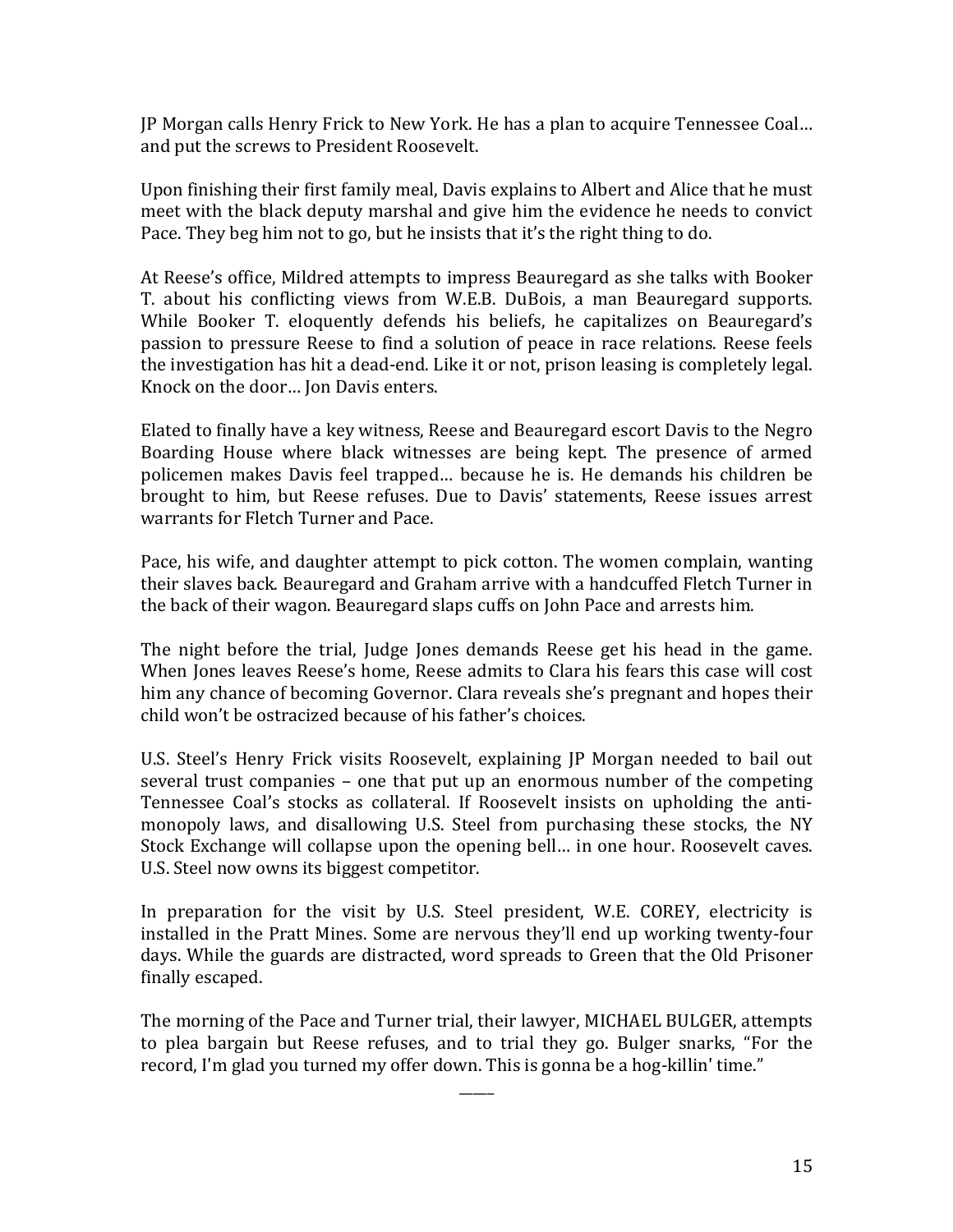JP Morgan calls Henry Frick to New York. He has a plan to acquire Tennessee Coal… and put the screws to President Roosevelt.

Upon finishing their first family meal, Davis explains to Albert and Alice that he must meet with the black deputy marshal and give him the evidence he needs to convict Pace. They beg him not to go, but he insists that it's the right thing to do.

At Reese's office, Mildred attempts to impress Beauregard as she talks with Booker T. about his conflicting views from W.E.B. DuBois, a man Beauregard supports. While Booker T. eloquently defends his beliefs, he capitalizes on Beauregard's passion to pressure Reese to find a solution of peace in race relations. Reese feels the investigation has hit a dead-end. Like it or not, prison leasing is completely legal. Knock on the door… Jon Davis enters.

Elated to finally have a key witness, Reese and Beauregard escort Davis to the Negro Boarding House where black witnesses are being kept. The presence of armed policemen makes Davis feel trapped… because he is. He demands his children be brought to him, but Reese refuses. Due to Davis' statements, Reese issues arrest warrants for Fletch Turner and Pace.

Pace, his wife, and daughter attempt to pick cotton. The women complain, wanting their slaves back. Beauregard and Graham arrive with a handcuffed Fletch Turner in the back of their wagon. Beauregard slaps cuffs on John Pace and arrests him.

The night before the trial, Judge Jones demands Reese get his head in the game. When Jones leaves Reese's home, Reese admits to Clara his fears this case will cost him any chance of becoming Governor. Clara reveals she's pregnant and hopes their child won't be ostracized because of his father's choices.

U.S. Steel's Henry Frick visits Roosevelt, explaining JP Morgan needed to bail out several trust companies – one that put up an enormous number of the competing Tennessee Coal's stocks as collateral. If Roosevelt insists on upholding the anti-monopoly laws, and disallowing U.S. Steel from purchasing these stocks, the NY Stock Exchange will collapse upon the opening bell… in one hour. Roosevelt caves. U.S. Steel now owns its biggest competitor.

In preparation for the visit by U.S. Steel president, W.E. COREY, electricity is installed in the Pratt Mines. Some are nervous they'll end up working twenty-four days. While the guards are distracted, word spreads to Green that the Old Prisoner finally escaped.

The morning of the Pace and Turner trial, their lawyer, MICHAEL BULGER, attempts to plea bargain but Reese refuses, and to trial they go. Bulger snarks, "For the record, I'm glad you turned my offer down. This is gonna be a hog-killin' time."

_____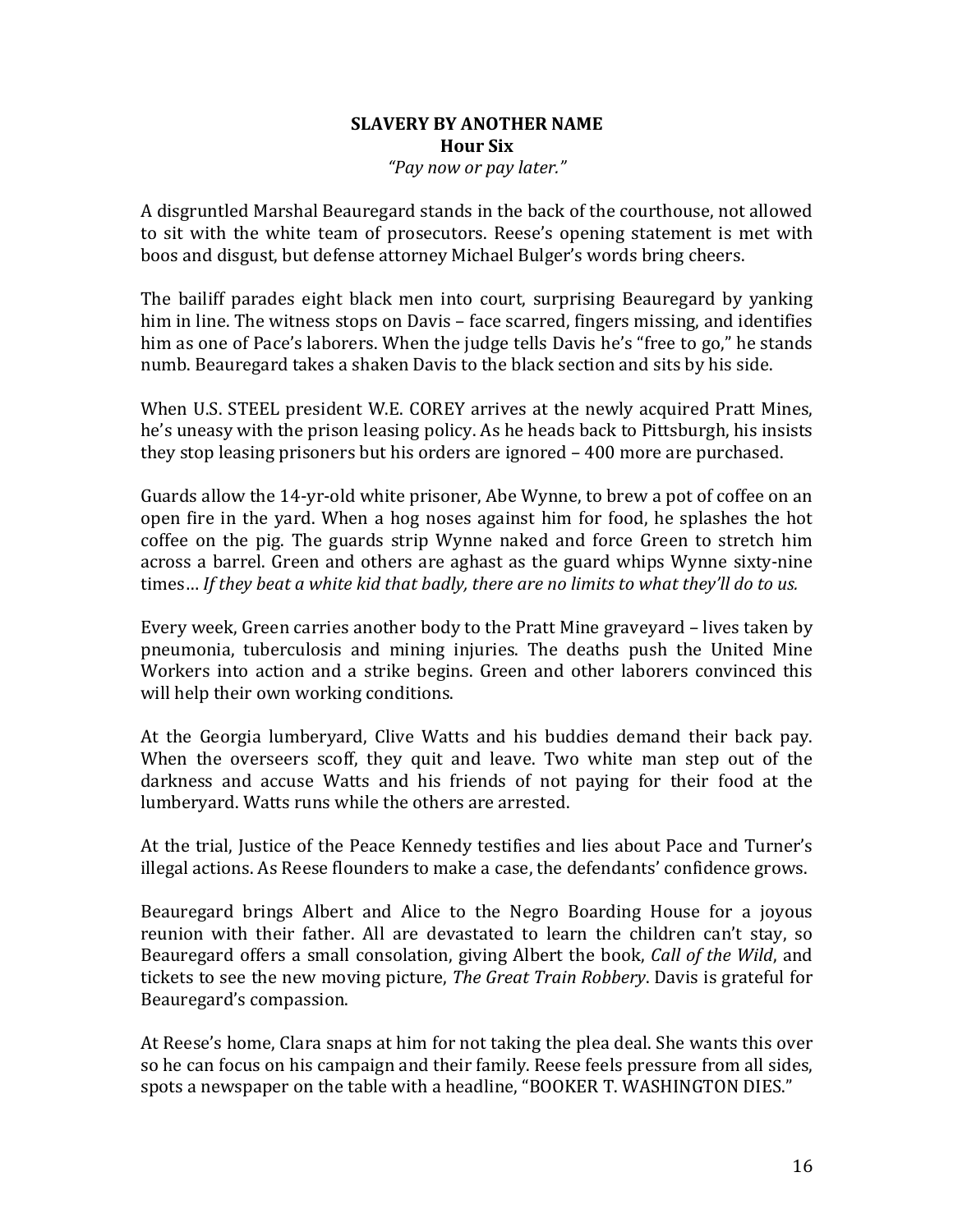**SLAVERY BY ANOTHER NAME**
**Hour Six**
*"Pay now or pay later."*

A disgruntled Marshal Beauregard stands in the back of the courthouse, not allowed to sit with the white team of prosecutors. Reese's opening statement is met with boos and disgust, but defense attorney Michael Bulger's words bring cheers.

The bailiff parades eight black men into court, surprising Beauregard by yanking him in line. The witness stops on Davis – face scarred, fingers missing, and identifies him as one of Pace's laborers. When the judge tells Davis he's "free to go," he stands numb. Beauregard takes a shaken Davis to the black section and sits by his side.

When U.S. STEEL president W.E. COREY arrives at the newly acquired Pratt Mines, he's uneasy with the prison leasing policy. As he heads back to Pittsburgh, his insists they stop leasing prisoners but his orders are ignored – 400 more are purchased.

Guards allow the 14-yr-old white prisoner, Abe Wynne, to brew a pot of coffee on an open fire in the yard. When a hog noses against him for food, he splashes the hot coffee on the pig. The guards strip Wynne naked and force Green to stretch him across a barrel. Green and others are aghast as the guard whips Wynne sixty-nine times… *If they beat a white kid that badly, there are no limits to what they'll do to us.*

Every week, Green carries another body to the Pratt Mine graveyard – lives taken by pneumonia, tuberculosis and mining injuries. The deaths push the United Mine Workers into action and a strike begins. Green and other laborers convinced this will help their own working conditions.

At the Georgia lumberyard, Clive Watts and his buddies demand their back pay. When the overseers scoff, they quit and leave. Two white man step out of the darkness and accuse Watts and his friends of not paying for their food at the lumberyard. Watts runs while the others are arrested.

At the trial, Justice of the Peace Kennedy testifies and lies about Pace and Turner's illegal actions. As Reese flounders to make a case, the defendants' confidence grows.

Beauregard brings Albert and Alice to the Negro Boarding House for a joyous reunion with their father. All are devastated to learn the children can't stay, so Beauregard offers a small consolation, giving Albert the book, *Call of the Wild*, and tickets to see the new moving picture, *The Great Train Robbery*. Davis is grateful for Beauregard's compassion.

At Reese's home, Clara snaps at him for not taking the plea deal. She wants this over so he can focus on his campaign and their family. Reese feels pressure from all sides, spots a newspaper on the table with a headline, "BOOKER T. WASHINGTON DIES."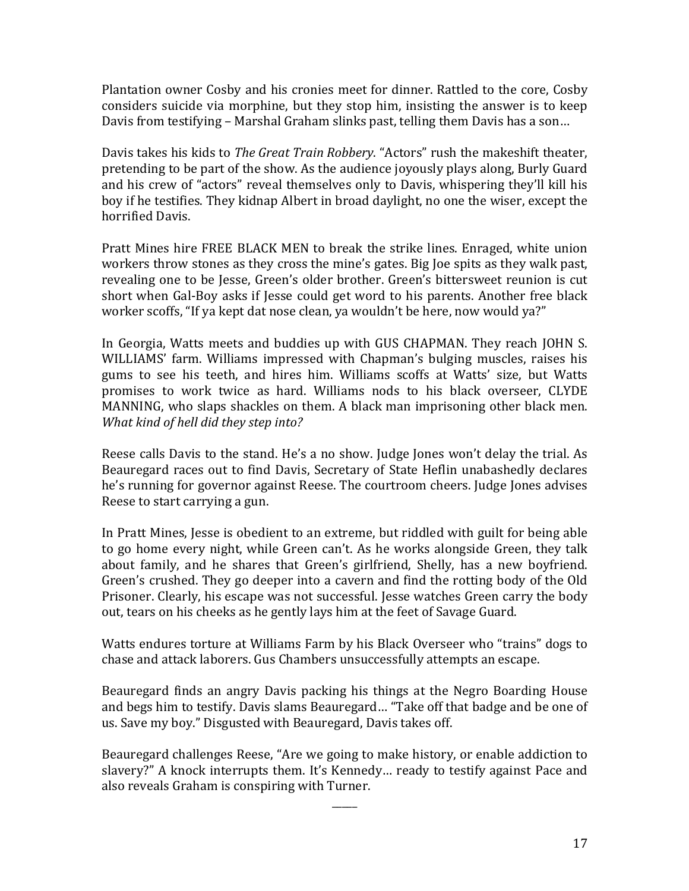Plantation owner Cosby and his cronies meet for dinner. Rattled to the core, Cosby considers suicide via morphine, but they stop him, insisting the answer is to keep Davis from testifying – Marshal Graham slinks past, telling them Davis has a son…

Davis takes his kids to *The Great Train Robbery*. "Actors" rush the makeshift theater, pretending to be part of the show. As the audience joyously plays along, Burly Guard and his crew of "actors" reveal themselves only to Davis, whispering they'll kill his boy if he testifies. They kidnap Albert in broad daylight, no one the wiser, except the horrified Davis.

Pratt Mines hire FREE BLACK MEN to break the strike lines. Enraged, white union workers throw stones as they cross the mine's gates. Big Joe spits as they walk past, revealing one to be Jesse, Green's older brother. Green's bittersweet reunion is cut short when Gal-Boy asks if Jesse could get word to his parents. Another free black worker scoffs, "If ya kept dat nose clean, ya wouldn't be here, now would ya?"

In Georgia, Watts meets and buddies up with GUS CHAPMAN. They reach JOHN S. WILLIAMS' farm. Williams impressed with Chapman's bulging muscles, raises his gums to see his teeth, and hires him. Williams scoffs at Watts' size, but Watts promises to work twice as hard. Williams nods to his black overseer, CLYDE MANNING, who slaps shackles on them. A black man imprisoning other black men. *What kind of hell did they step into?*

Reese calls Davis to the stand. He's a no show. Judge Jones won't delay the trial. As Beauregard races out to find Davis, Secretary of State Heflin unabashedly declares he's running for governor against Reese. The courtroom cheers. Judge Jones advises Reese to start carrying a gun.

In Pratt Mines, Jesse is obedient to an extreme, but riddled with guilt for being able to go home every night, while Green can't. As he works alongside Green, they talk about family, and he shares that Green's girlfriend, Shelly, has a new boyfriend. Green's crushed. They go deeper into a cavern and find the rotting body of the Old Prisoner. Clearly, his escape was not successful. Jesse watches Green carry the body out, tears on his cheeks as he gently lays him at the feet of Savage Guard.

Watts endures torture at Williams Farm by his Black Overseer who "trains" dogs to chase and attack laborers. Gus Chambers unsuccessfully attempts an escape.

Beauregard finds an angry Davis packing his things at the Negro Boarding House and begs him to testify. Davis slams Beauregard… "Take off that badge and be one of us. Save my boy." Disgusted with Beauregard, Davis takes off.

Beauregard challenges Reese, "Are we going to make history, or enable addiction to slavery?" A knock interrupts them. It's Kennedy… ready to testify against Pace and also reveals Graham is conspiring with Turner.

_____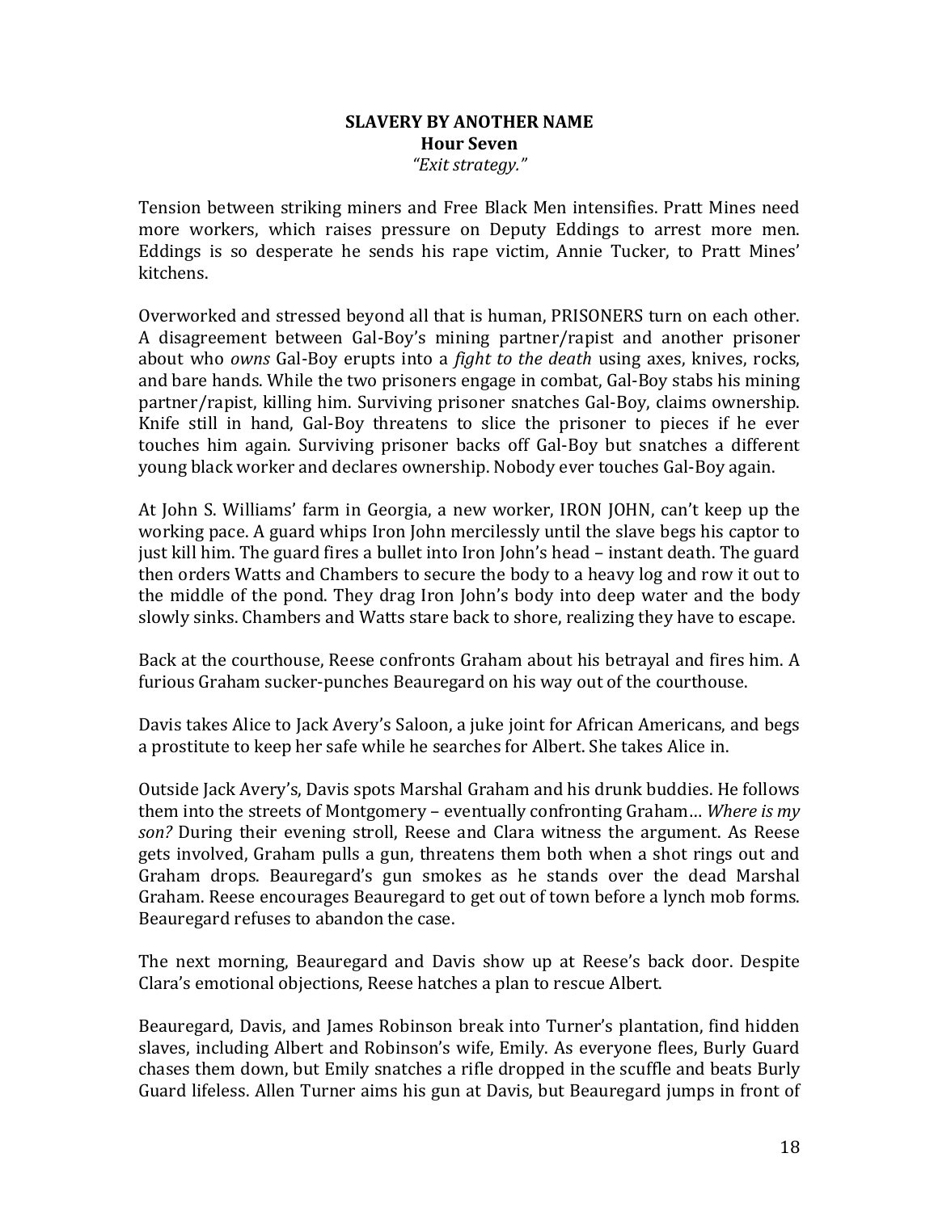**SLAVERY BY ANOTHER NAME**
**Hour Seven**
*"Exit strategy."*

Tension between striking miners and Free Black Men intensifies. Pratt Mines need more workers, which raises pressure on Deputy Eddings to arrest more men. Eddings is so desperate he sends his rape victim, Annie Tucker, to Pratt Mines' kitchens.

Overworked and stressed beyond all that is human, PRISONERS turn on each other. A disagreement between Gal-Boy's mining partner/rapist and another prisoner about who *owns* Gal-Boy erupts into a *fight to the death* using axes, knives, rocks, and bare hands. While the two prisoners engage in combat, Gal-Boy stabs his mining partner/rapist, killing him. Surviving prisoner snatches Gal-Boy, claims ownership. Knife still in hand, Gal-Boy threatens to slice the prisoner to pieces if he ever touches him again. Surviving prisoner backs off Gal-Boy but snatches a different young black worker and declares ownership. Nobody ever touches Gal-Boy again.

At John S. Williams' farm in Georgia, a new worker, IRON JOHN, can't keep up the working pace. A guard whips Iron John mercilessly until the slave begs his captor to just kill him. The guard fires a bullet into Iron John's head – instant death. The guard then orders Watts and Chambers to secure the body to a heavy log and row it out to the middle of the pond. They drag Iron John's body into deep water and the body slowly sinks. Chambers and Watts stare back to shore, realizing they have to escape.

Back at the courthouse, Reese confronts Graham about his betrayal and fires him. A furious Graham sucker-punches Beauregard on his way out of the courthouse.

Davis takes Alice to Jack Avery's Saloon, a juke joint for African Americans, and begs a prostitute to keep her safe while he searches for Albert. She takes Alice in.

Outside Jack Avery's, Davis spots Marshal Graham and his drunk buddies. He follows them into the streets of Montgomery – eventually confronting Graham… *Where is my son?* During their evening stroll, Reese and Clara witness the argument. As Reese gets involved, Graham pulls a gun, threatens them both when a shot rings out and Graham drops. Beauregard's gun smokes as he stands over the dead Marshal Graham. Reese encourages Beauregard to get out of town before a lynch mob forms. Beauregard refuses to abandon the case.

The next morning, Beauregard and Davis show up at Reese's back door. Despite Clara's emotional objections, Reese hatches a plan to rescue Albert.

Beauregard, Davis, and James Robinson break into Turner's plantation, find hidden slaves, including Albert and Robinson's wife, Emily. As everyone flees, Burly Guard chases them down, but Emily snatches a rifle dropped in the scuffle and beats Burly Guard lifeless. Allen Turner aims his gun at Davis, but Beauregard jumps in front of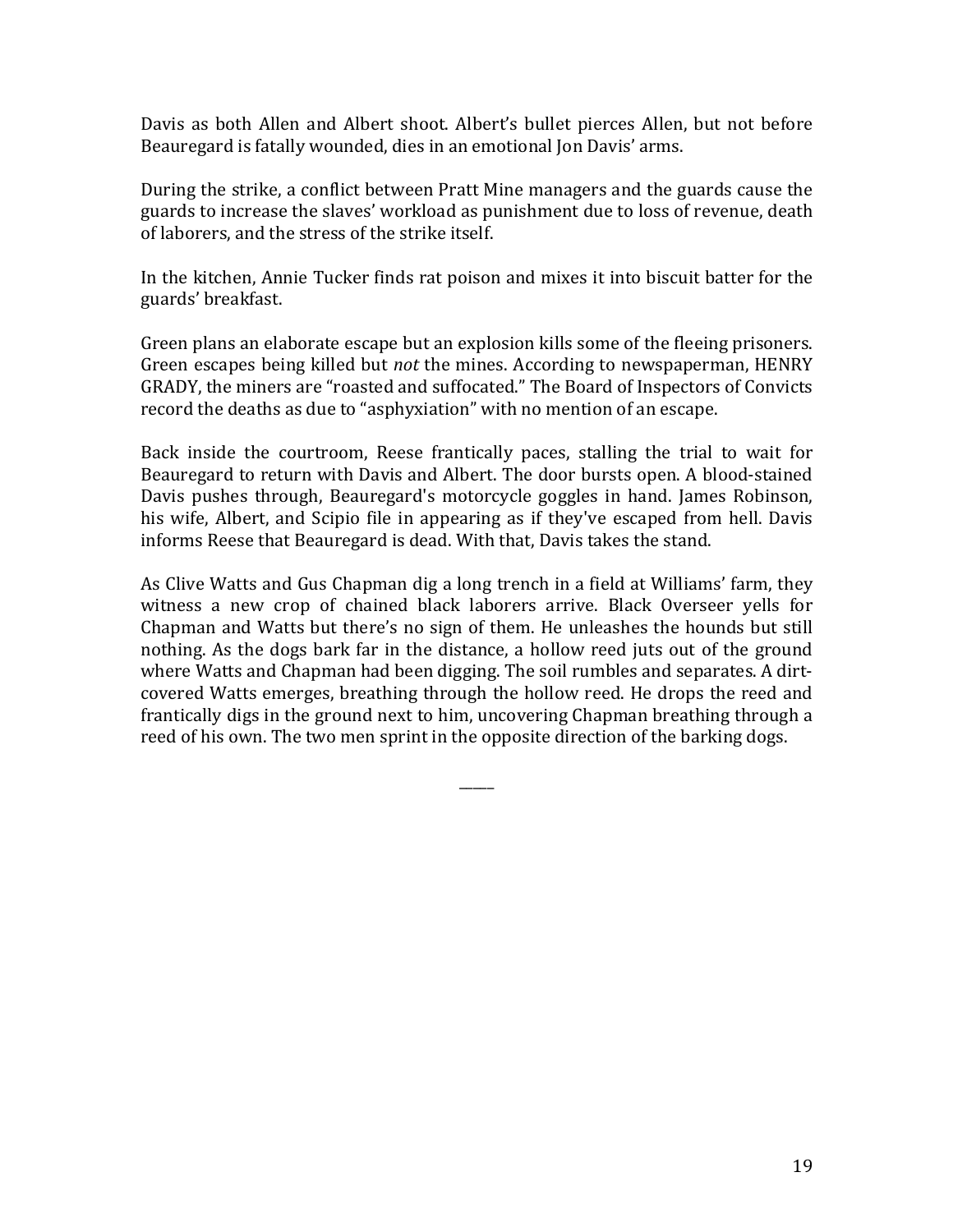Davis as both Allen and Albert shoot. Albert's bullet pierces Allen, but not before Beauregard is fatally wounded, dies in an emotional Jon Davis' arms.

During the strike, a conflict between Pratt Mine managers and the guards cause the guards to increase the slaves' workload as punishment due to loss of revenue, death of laborers, and the stress of the strike itself.

In the kitchen, Annie Tucker finds rat poison and mixes it into biscuit batter for the guards' breakfast.

Green plans an elaborate escape but an explosion kills some of the fleeing prisoners. Green escapes being killed but *not* the mines. According to newspaperman, HENRY GRADY, the miners are "roasted and suffocated." The Board of Inspectors of Convicts record the deaths as due to "asphyxiation" with no mention of an escape.

Back inside the courtroom, Reese frantically paces, stalling the trial to wait for Beauregard to return with Davis and Albert. The door bursts open. A blood-stained Davis pushes through, Beauregard's motorcycle goggles in hand. James Robinson, his wife, Albert, and Scipio file in appearing as if they've escaped from hell. Davis informs Reese that Beauregard is dead. With that, Davis takes the stand.

As Clive Watts and Gus Chapman dig a long trench in a field at Williams' farm, they witness a new crop of chained black laborers arrive. Black Overseer yells for Chapman and Watts but there's no sign of them. He unleashes the hounds but still nothing. As the dogs bark far in the distance, a hollow reed juts out of the ground where Watts and Chapman had been digging. The soil rumbles and separates. A dirt-covered Watts emerges, breathing through the hollow reed. He drops the reed and frantically digs in the ground next to him, uncovering Chapman breathing through a reed of his own. The two men sprint in the opposite direction of the barking dogs.

_____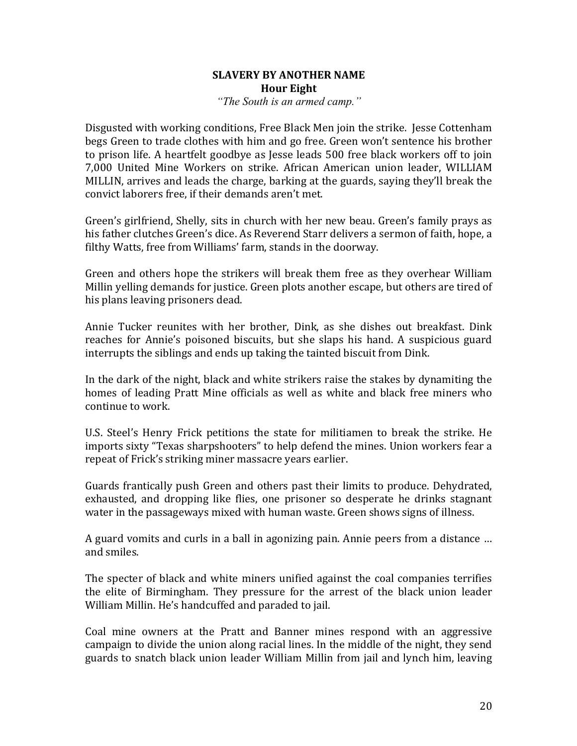**SLAVERY BY ANOTHER NAME**
**Hour Eight**
*"The South is an armed camp."*

Disgusted with working conditions, Free Black Men join the strike. Jesse Cottenham begs Green to trade clothes with him and go free. Green won't sentence his brother to prison life. A heartfelt goodbye as Jesse leads 500 free black workers off to join 7,000 United Mine Workers on strike. African American union leader, WILLIAM MILLIN, arrives and leads the charge, barking at the guards, saying they'll break the convict laborers free, if their demands aren't met.

Green's girlfriend, Shelly, sits in church with her new beau. Green's family prays as his father clutches Green's dice. As Reverend Starr delivers a sermon of faith, hope, a filthy Watts, free from Williams' farm, stands in the doorway.

Green and others hope the strikers will break them free as they overhear William Millin yelling demands for justice. Green plots another escape, but others are tired of his plans leaving prisoners dead.

Annie Tucker reunites with her brother, Dink, as she dishes out breakfast. Dink reaches for Annie's poisoned biscuits, but she slaps his hand. A suspicious guard interrupts the siblings and ends up taking the tainted biscuit from Dink.

In the dark of the night, black and white strikers raise the stakes by dynamiting the homes of leading Pratt Mine officials as well as white and black free miners who continue to work.

U.S. Steel's Henry Frick petitions the state for militiamen to break the strike. He imports sixty "Texas sharpshooters" to help defend the mines. Union workers fear a repeat of Frick's striking miner massacre years earlier.

Guards frantically push Green and others past their limits to produce. Dehydrated, exhausted, and dropping like flies, one prisoner so desperate he drinks stagnant water in the passageways mixed with human waste. Green shows signs of illness.

A guard vomits and curls in a ball in agonizing pain. Annie peers from a distance … and smiles.

The specter of black and white miners unified against the coal companies terrifies the elite of Birmingham. They pressure for the arrest of the black union leader William Millin. He's handcuffed and paraded to jail.

Coal mine owners at the Pratt and Banner mines respond with an aggressive campaign to divide the union along racial lines. In the middle of the night, they send guards to snatch black union leader William Millin from jail and lynch him, leaving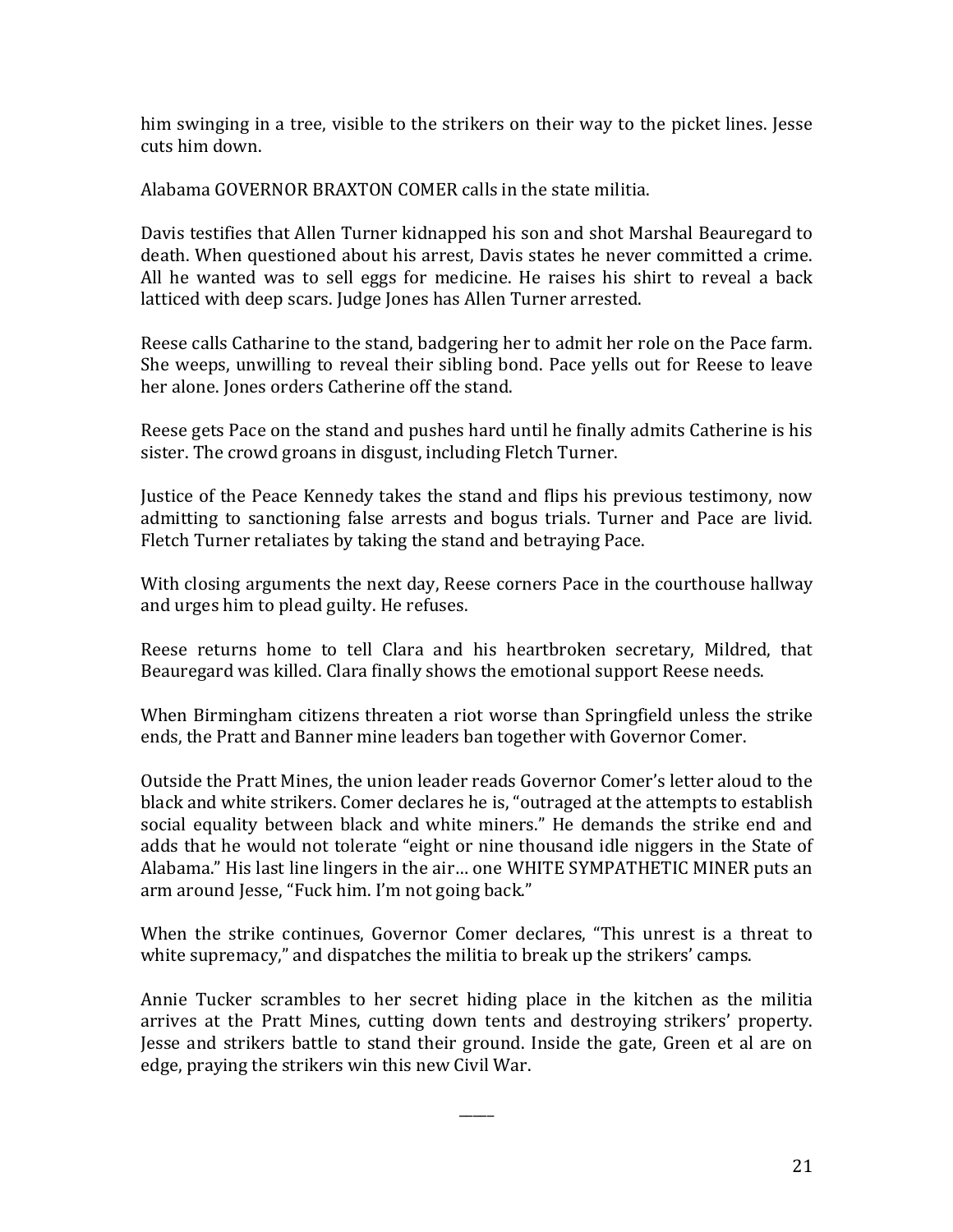him swinging in a tree, visible to the strikers on their way to the picket lines. Jesse cuts him down.

Alabama GOVERNOR BRAXTON COMER calls in the state militia.

Davis testifies that Allen Turner kidnapped his son and shot Marshal Beauregard to death. When questioned about his arrest, Davis states he never committed a crime. All he wanted was to sell eggs for medicine. He raises his shirt to reveal a back latticed with deep scars. Judge Jones has Allen Turner arrested.

Reese calls Catharine to the stand, badgering her to admit her role on the Pace farm. She weeps, unwilling to reveal their sibling bond. Pace yells out for Reese to leave her alone. Jones orders Catherine off the stand.

Reese gets Pace on the stand and pushes hard until he finally admits Catherine is his sister. The crowd groans in disgust, including Fletch Turner.

Justice of the Peace Kennedy takes the stand and flips his previous testimony, now admitting to sanctioning false arrests and bogus trials. Turner and Pace are livid. Fletch Turner retaliates by taking the stand and betraying Pace.

With closing arguments the next day, Reese corners Pace in the courthouse hallway and urges him to plead guilty. He refuses.

Reese returns home to tell Clara and his heartbroken secretary, Mildred, that Beauregard was killed. Clara finally shows the emotional support Reese needs.

When Birmingham citizens threaten a riot worse than Springfield unless the strike ends, the Pratt and Banner mine leaders ban together with Governor Comer.

Outside the Pratt Mines, the union leader reads Governor Comer's letter aloud to the black and white strikers. Comer declares he is, "outraged at the attempts to establish social equality between black and white miners." He demands the strike end and adds that he would not tolerate "eight or nine thousand idle niggers in the State of Alabama." His last line lingers in the air… one WHITE SYMPATHETIC MINER puts an arm around Jesse, "Fuck him. I'm not going back."

When the strike continues, Governor Comer declares, "This unrest is a threat to white supremacy," and dispatches the militia to break up the strikers' camps.

Annie Tucker scrambles to her secret hiding place in the kitchen as the militia arrives at the Pratt Mines, cutting down tents and destroying strikers' property. Jesse and strikers battle to stand their ground. Inside the gate, Green et al are on edge, praying the strikers win this new Civil War.

_____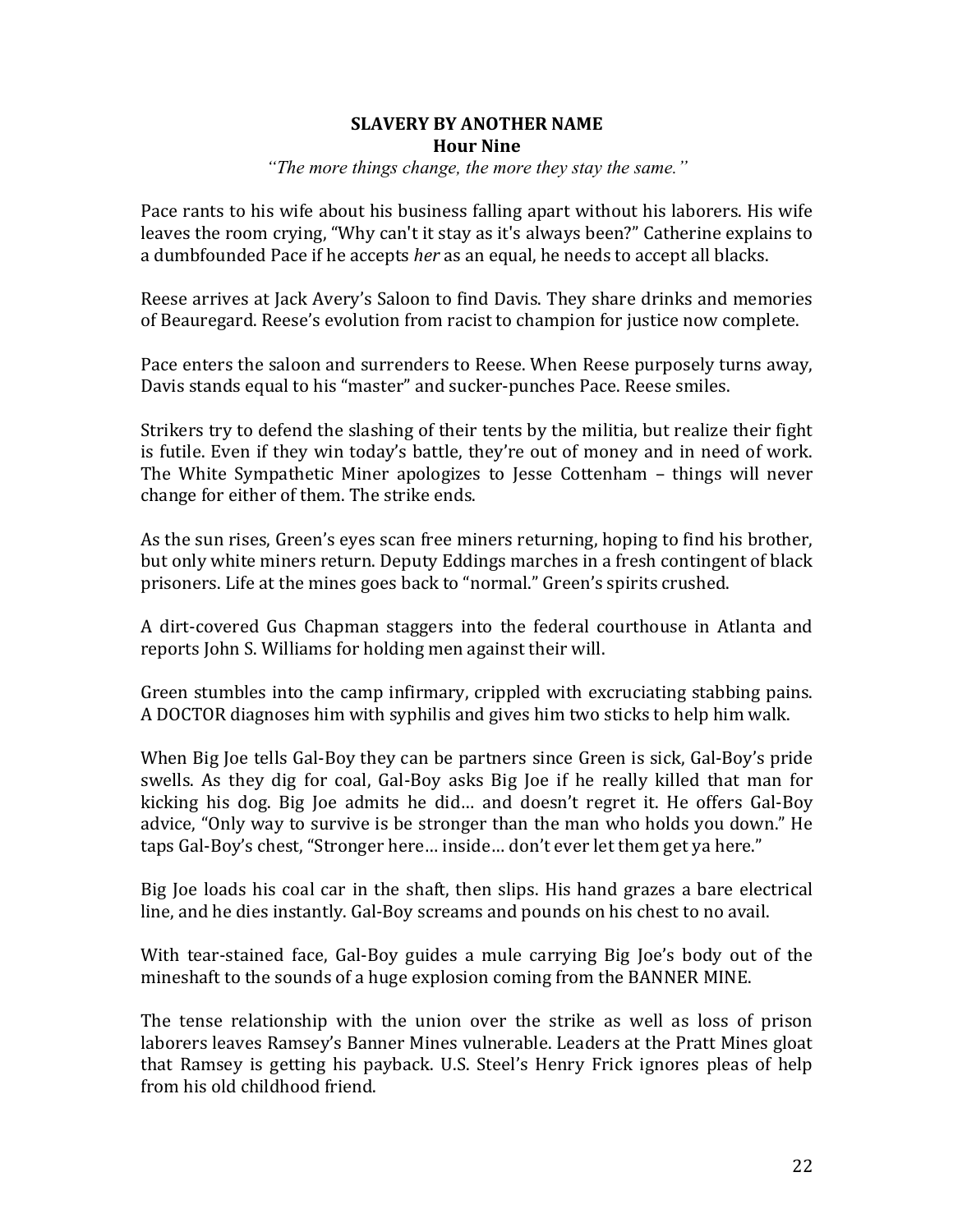## SLAVERY BY ANOTHER NAME
### Hour Nine

*"The more things change, the more they stay the same."*

Pace rants to his wife about his business falling apart without his laborers. His wife leaves the room crying, "Why can't it stay as it's always been?" Catherine explains to a dumbfounded Pace if he accepts *her* as an equal, he needs to accept all blacks.

Reese arrives at Jack Avery's Saloon to find Davis. They share drinks and memories of Beauregard. Reese's evolution from racist to champion for justice now complete.

Pace enters the saloon and surrenders to Reese. When Reese purposely turns away, Davis stands equal to his "master" and sucker-punches Pace. Reese smiles.

Strikers try to defend the slashing of their tents by the militia, but realize their fight is futile. Even if they win today's battle, they're out of money and in need of work. The White Sympathetic Miner apologizes to Jesse Cottenham – things will never change for either of them. The strike ends.

As the sun rises, Green's eyes scan free miners returning, hoping to find his brother, but only white miners return. Deputy Eddings marches in a fresh contingent of black prisoners. Life at the mines goes back to "normal." Green's spirits crushed.

A dirt-covered Gus Chapman staggers into the federal courthouse in Atlanta and reports John S. Williams for holding men against their will.

Green stumbles into the camp infirmary, crippled with excruciating stabbing pains. A DOCTOR diagnoses him with syphilis and gives him two sticks to help him walk.

When Big Joe tells Gal-Boy they can be partners since Green is sick, Gal-Boy's pride swells. As they dig for coal, Gal-Boy asks Big Joe if he really killed that man for kicking his dog. Big Joe admits he did… and doesn't regret it. He offers Gal-Boy advice, "Only way to survive is be stronger than the man who holds you down." He taps Gal-Boy's chest, "Stronger here… inside… don't ever let them get ya here."

Big Joe loads his coal car in the shaft, then slips. His hand grazes a bare electrical line, and he dies instantly. Gal-Boy screams and pounds on his chest to no avail.

With tear-stained face, Gal-Boy guides a mule carrying Big Joe's body out of the mineshaft to the sounds of a huge explosion coming from the BANNER MINE.

The tense relationship with the union over the strike as well as loss of prison laborers leaves Ramsey's Banner Mines vulnerable. Leaders at the Pratt Mines gloat that Ramsey is getting his payback. U.S. Steel's Henry Frick ignores pleas of help from his old childhood friend.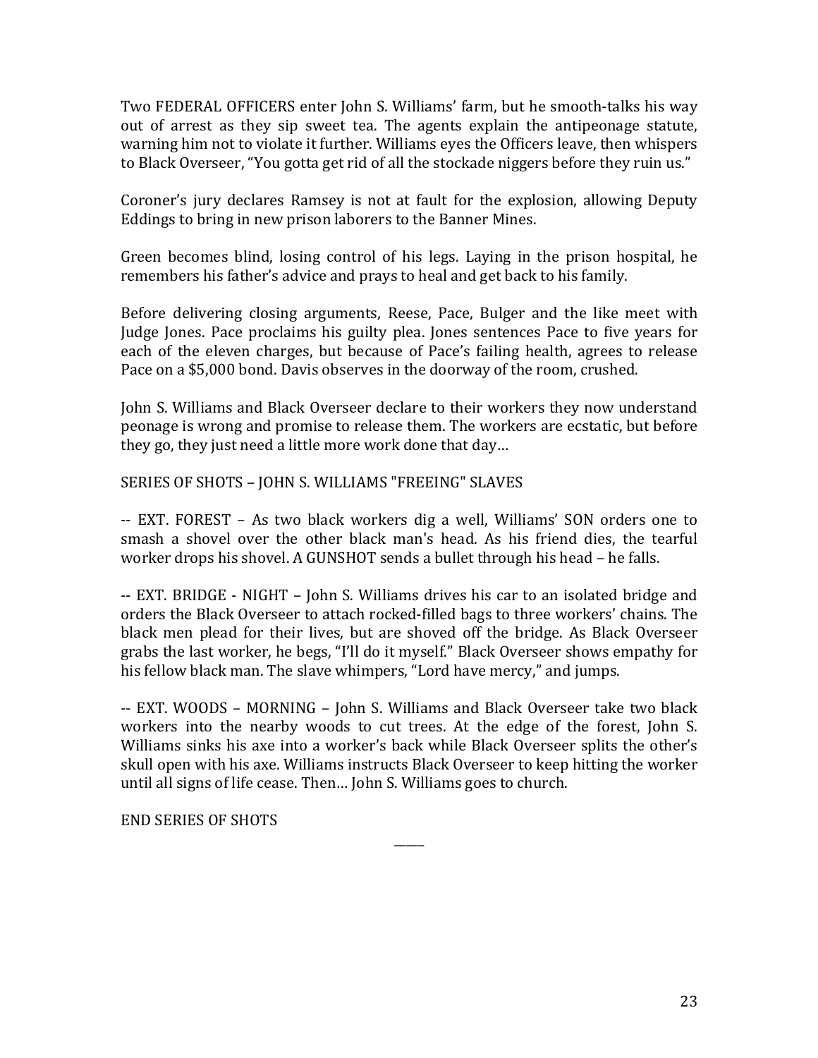Two FEDERAL OFFICERS enter John S. Williams' farm, but he smooth-talks his way out of arrest as they sip sweet tea. The agents explain the antipeonage statute, warning him not to violate it further. Williams eyes the Officers leave, then whispers to Black Overseer, "You gotta get rid of all the stockade niggers before they ruin us."

Coroner's jury declares Ramsey is not at fault for the explosion, allowing Deputy Eddings to bring in new prison laborers to the Banner Mines.

Green becomes blind, losing control of his legs. Laying in the prison hospital, he remembers his father's advice and prays to heal and get back to his family.

Before delivering closing arguments, Reese, Pace, Bulger and the like meet with Judge Jones. Pace proclaims his guilty plea. Jones sentences Pace to five years for each of the eleven charges, but because of Pace's failing health, agrees to release Pace on a $5,000 bond. Davis observes in the doorway of the room, crushed.

John S. Williams and Black Overseer declare to their workers they now understand peonage is wrong and promise to release them. The workers are ecstatic, but before they go, they just need a little more work done that day…

SERIES OF SHOTS – JOHN S. WILLIAMS "FREEING" SLAVES

-- EXT. FOREST – As two black workers dig a well, Williams' SON orders one to smash a shovel over the other black man's head. As his friend dies, the tearful worker drops his shovel. A GUNSHOT sends a bullet through his head – he falls.

-- EXT. BRIDGE - NIGHT – John S. Williams drives his car to an isolated bridge and orders the Black Overseer to attach rocked-filled bags to three workers' chains. The black men plead for their lives, but are shoved off the bridge. As Black Overseer grabs the last worker, he begs, "I'll do it myself." Black Overseer shows empathy for his fellow black man. The slave whimpers, "Lord have mercy," and jumps.

-- EXT. WOODS – MORNING – John S. Williams and Black Overseer take two black workers into the nearby woods to cut trees. At the edge of the forest, John S. Williams sinks his axe into a worker's back while Black Overseer splits the other's skull open with his axe. Williams instructs Black Overseer to keep hitting the worker until all signs of life cease. Then… John S. Williams goes to church.

END SERIES OF SHOTS

\_\_\_\_\_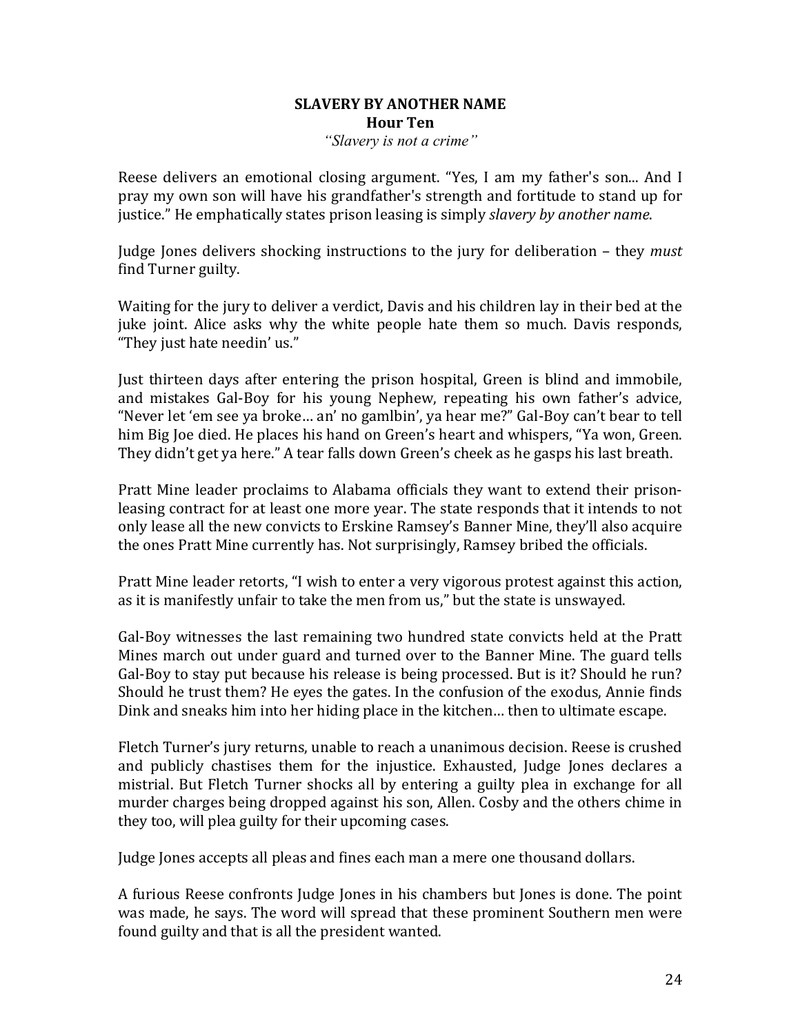**SLAVERY BY ANOTHER NAME**
**Hour Ten**
*"Slavery is not a crime"*

Reese delivers an emotional closing argument. "Yes, I am my father's son... And I pray my own son will have his grandfather's strength and fortitude to stand up for justice." He emphatically states prison leasing is simply *slavery by another name*.

Judge Jones delivers shocking instructions to the jury for deliberation – they *must* find Turner guilty.

Waiting for the jury to deliver a verdict, Davis and his children lay in their bed at the juke joint. Alice asks why the white people hate them so much. Davis responds, "They just hate needin' us."

Just thirteen days after entering the prison hospital, Green is blind and immobile, and mistakes Gal-Boy for his young Nephew, repeating his own father's advice, "Never let 'em see ya broke… an' no gamlbin', ya hear me?" Gal-Boy can't bear to tell him Big Joe died. He places his hand on Green's heart and whispers, "Ya won, Green. They didn't get ya here." A tear falls down Green's cheek as he gasps his last breath.

Pratt Mine leader proclaims to Alabama officials they want to extend their prison-leasing contract for at least one more year. The state responds that it intends to not only lease all the new convicts to Erskine Ramsey's Banner Mine, they'll also acquire the ones Pratt Mine currently has. Not surprisingly, Ramsey bribed the officials.

Pratt Mine leader retorts, "I wish to enter a very vigorous protest against this action, as it is manifestly unfair to take the men from us," but the state is unswayed.

Gal-Boy witnesses the last remaining two hundred state convicts held at the Pratt Mines march out under guard and turned over to the Banner Mine. The guard tells Gal-Boy to stay put because his release is being processed. But is it? Should he run? Should he trust them? He eyes the gates. In the confusion of the exodus, Annie finds Dink and sneaks him into her hiding place in the kitchen… then to ultimate escape.

Fletch Turner's jury returns, unable to reach a unanimous decision. Reese is crushed and publicly chastises them for the injustice. Exhausted, Judge Jones declares a mistrial. But Fletch Turner shocks all by entering a guilty plea in exchange for all murder charges being dropped against his son, Allen. Cosby and the others chime in they too, will plea guilty for their upcoming cases.

Judge Jones accepts all pleas and fines each man a mere one thousand dollars.

A furious Reese confronts Judge Jones in his chambers but Jones is done. The point was made, he says. The word will spread that these prominent Southern men were found guilty and that is all the president wanted.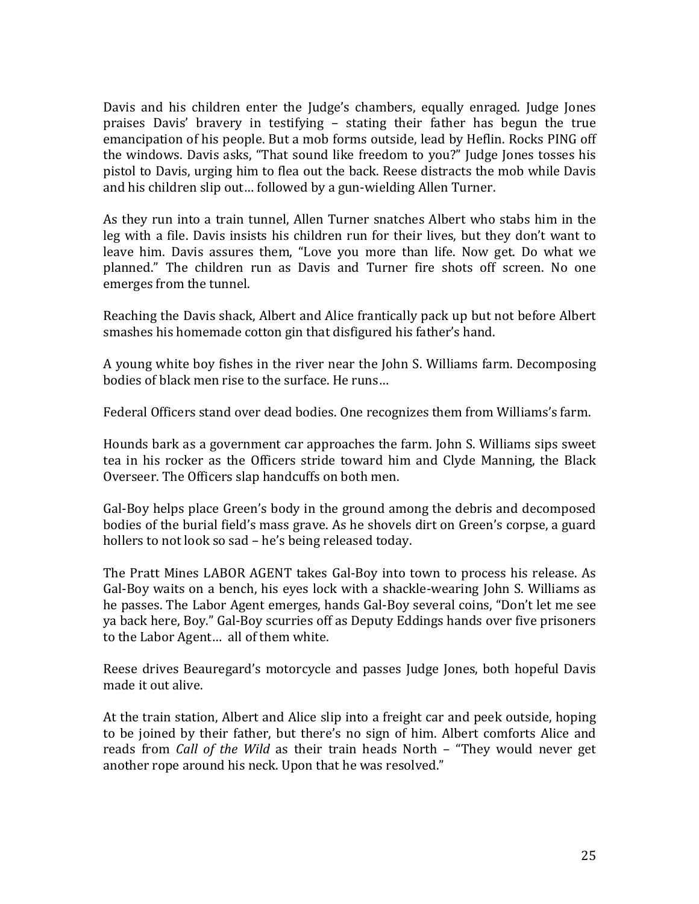Davis and his children enter the Judge's chambers, equally enraged. Judge Jones praises Davis' bravery in testifying – stating their father has begun the true emancipation of his people. But a mob forms outside, lead by Heflin. Rocks PING off the windows. Davis asks, "That sound like freedom to you?" Judge Jones tosses his pistol to Davis, urging him to flea out the back. Reese distracts the mob while Davis and his children slip out… followed by a gun-wielding Allen Turner.

As they run into a train tunnel, Allen Turner snatches Albert who stabs him in the leg with a file. Davis insists his children run for their lives, but they don't want to leave him. Davis assures them, "Love you more than life. Now get. Do what we planned." The children run as Davis and Turner fire shots off screen. No one emerges from the tunnel.

Reaching the Davis shack, Albert and Alice frantically pack up but not before Albert smashes his homemade cotton gin that disfigured his father's hand.

A young white boy fishes in the river near the John S. Williams farm. Decomposing bodies of black men rise to the surface. He runs…

Federal Officers stand over dead bodies. One recognizes them from Williams's farm.

Hounds bark as a government car approaches the farm. John S. Williams sips sweet tea in his rocker as the Officers stride toward him and Clyde Manning, the Black Overseer. The Officers slap handcuffs on both men.

Gal-Boy helps place Green's body in the ground among the debris and decomposed bodies of the burial field's mass grave. As he shovels dirt on Green's corpse, a guard hollers to not look so sad – he's being released today.

The Pratt Mines LABOR AGENT takes Gal-Boy into town to process his release. As Gal-Boy waits on a bench, his eyes lock with a shackle-wearing John S. Williams as he passes. The Labor Agent emerges, hands Gal-Boy several coins, "Don't let me see ya back here, Boy." Gal-Boy scurries off as Deputy Eddings hands over five prisoners to the Labor Agent… all of them white.

Reese drives Beauregard's motorcycle and passes Judge Jones, both hopeful Davis made it out alive.

At the train station, Albert and Alice slip into a freight car and peek outside, hoping to be joined by their father, but there's no sign of him. Albert comforts Alice and reads from *Call of the Wild* as their train heads North – "They would never get another rope around his neck. Upon that he was resolved."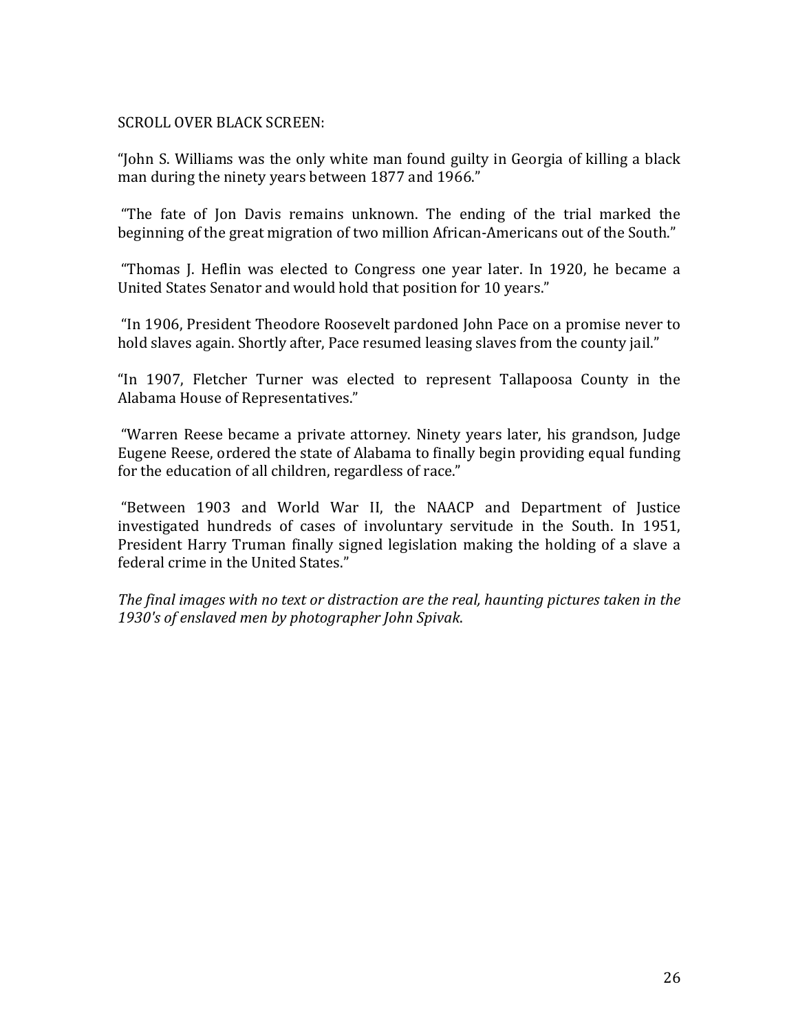SCROLL OVER BLACK SCREEN:

"John S. Williams was the only white man found guilty in Georgia of killing a black man during the ninety years between 1877 and 1966."

"The fate of Jon Davis remains unknown. The ending of the trial marked the beginning of the great migration of two million African-Americans out of the South."

"Thomas J. Heflin was elected to Congress one year later. In 1920, he became a United States Senator and would hold that position for 10 years."

"In 1906, President Theodore Roosevelt pardoned John Pace on a promise never to hold slaves again. Shortly after, Pace resumed leasing slaves from the county jail."

"In 1907, Fletcher Turner was elected to represent Tallapoosa County in the Alabama House of Representatives."

"Warren Reese became a private attorney. Ninety years later, his grandson, Judge Eugene Reese, ordered the state of Alabama to finally begin providing equal funding for the education of all children, regardless of race."

"Between 1903 and World War II, the NAACP and Department of Justice investigated hundreds of cases of involuntary servitude in the South. In 1951, President Harry Truman finally signed legislation making the holding of a slave a federal crime in the United States."

*The final images with no text or distraction are the real, haunting pictures taken in the 1930's of enslaved men by photographer John Spivak.*